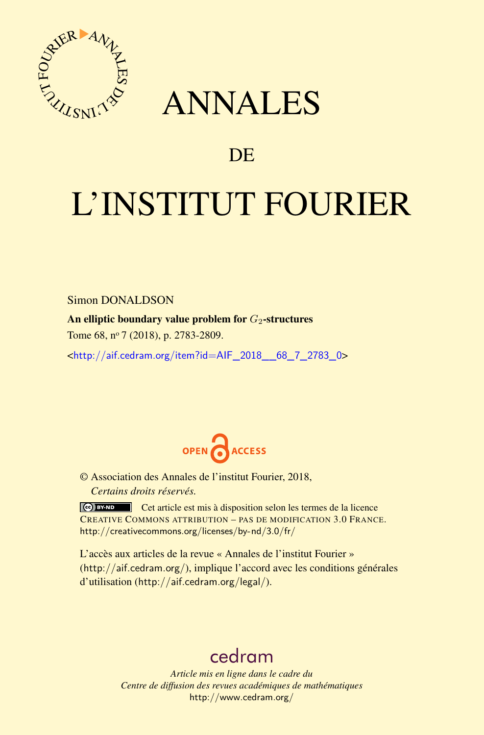# ANNALES

## DE

# L'INSTITUT FOURIER

Simon DONALDSON

**An elliptic boundary value problem for $G_2$-structures**

Tome 68, n$^{\text{o}}$ 7 (2018), p. 2783-2809.

<http://aif.cedram.org/item?id=AIF_2018__68_7_2783_0>

OPEN ACCESS

© Association des Annales de l'institut Fourier, 2018,
*Certains droits réservés.*

Cet article est mis à disposition selon les termes de la licence
CREATIVE COMMONS ATTRIBUTION – PAS DE MODIFICATION 3.0 FRANCE.
http://creativecommons.org/licenses/by-nd/3.0/fr/

L'accès aux articles de la revue « Annales de l'institut Fourier » (http://aif.cedram.org/), implique l'accord avec les conditions générales d'utilisation (http://aif.cedram.org/legal/).

cedram

*Article mis en ligne dans le cadre du*
*Centre de diffusion des revues académiques de mathématiques*
http://www.cedram.org/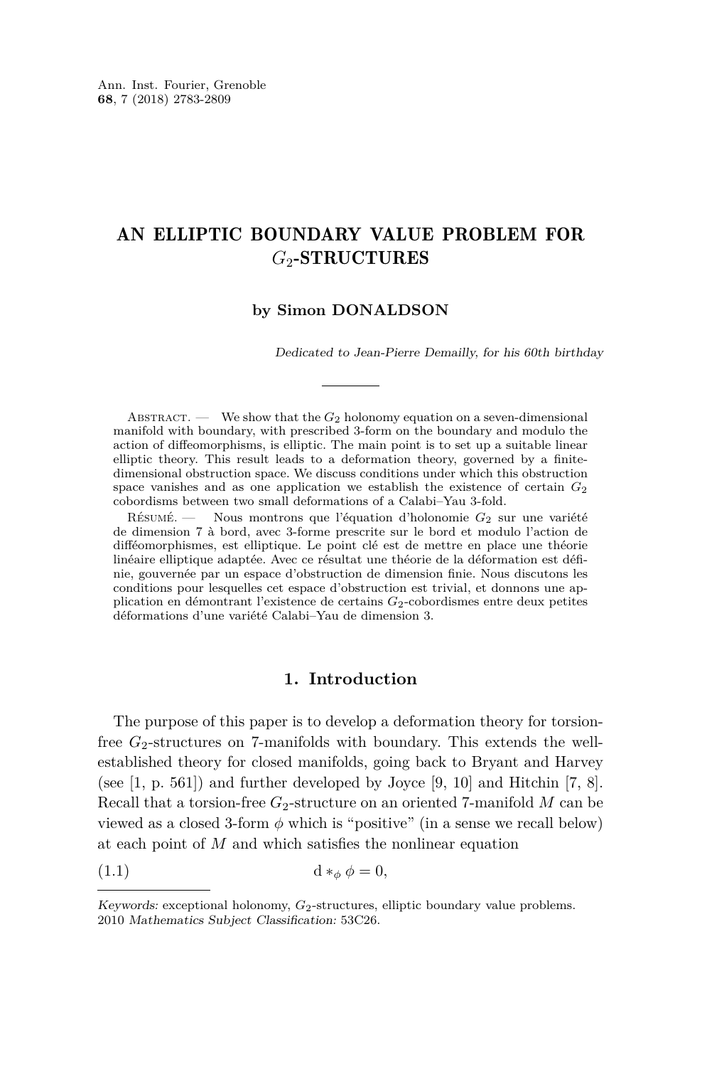# AN ELLIPTIC BOUNDARY VALUE PROBLEM FOR $G_2$-STRUCTURES

**by Simon DONALDSON**

*Dedicated to Jean-Pierre Demailly, for his 60th birthday*

Abstract. — We show that the $G_2$ holonomy equation on a seven-dimensional manifold with boundary, with prescribed 3-form on the boundary and modulo the action of diffeomorphisms, is elliptic. The main point is to set up a suitable linear elliptic theory. This result leads to a deformation theory, governed by a finite-dimensional obstruction space. We discuss conditions under which this obstruction space vanishes and as one application we establish the existence of certain $G_2$ cobordisms between two small deformations of a Calabi–Yau 3-fold.

Résumé. — Nous montrons que l'équation d'holonomie $G_2$ sur une variété de dimension 7 à bord, avec 3-forme prescrite sur le bord et modulo l'action de difféomorphismes, est elliptique. Le point clé est de mettre en place une théorie linéaire elliptique adaptée. Avec ce résultat une théorie de la déformation est définie, gouvernée par un espace d'obstruction de dimension finie. Nous discutons les conditions pour lesquelles cet espace d'obstruction est trivial, et donnons une application en démontrant l'existence de certains $G_2$-cobordismes entre deux petites déformations d'une variété Calabi–Yau de dimension 3.

## 1. Introduction

The purpose of this paper is to develop a deformation theory for torsion-free $G_2$-structures on 7-manifolds with boundary. This extends the well-established theory for closed manifolds, going back to Bryant and Harvey (see [1, p. 561]) and further developed by Joyce [9, 10] and Hitchin [7, 8]. Recall that a torsion-free $G_2$-structure on an oriented 7-manifold $M$ can be viewed as a closed 3-form $\phi$ which is "positive" (in a sense we recall below) at each point of $M$ and which satisfies the nonlinear equation

$$\mathrm{d} *_\phi \phi = 0, \tag{1.1}$$

---

*Keywords:* exceptional holonomy, $G_2$-structures, elliptic boundary value problems.
2010 *Mathematics Subject Classification:* 53C26.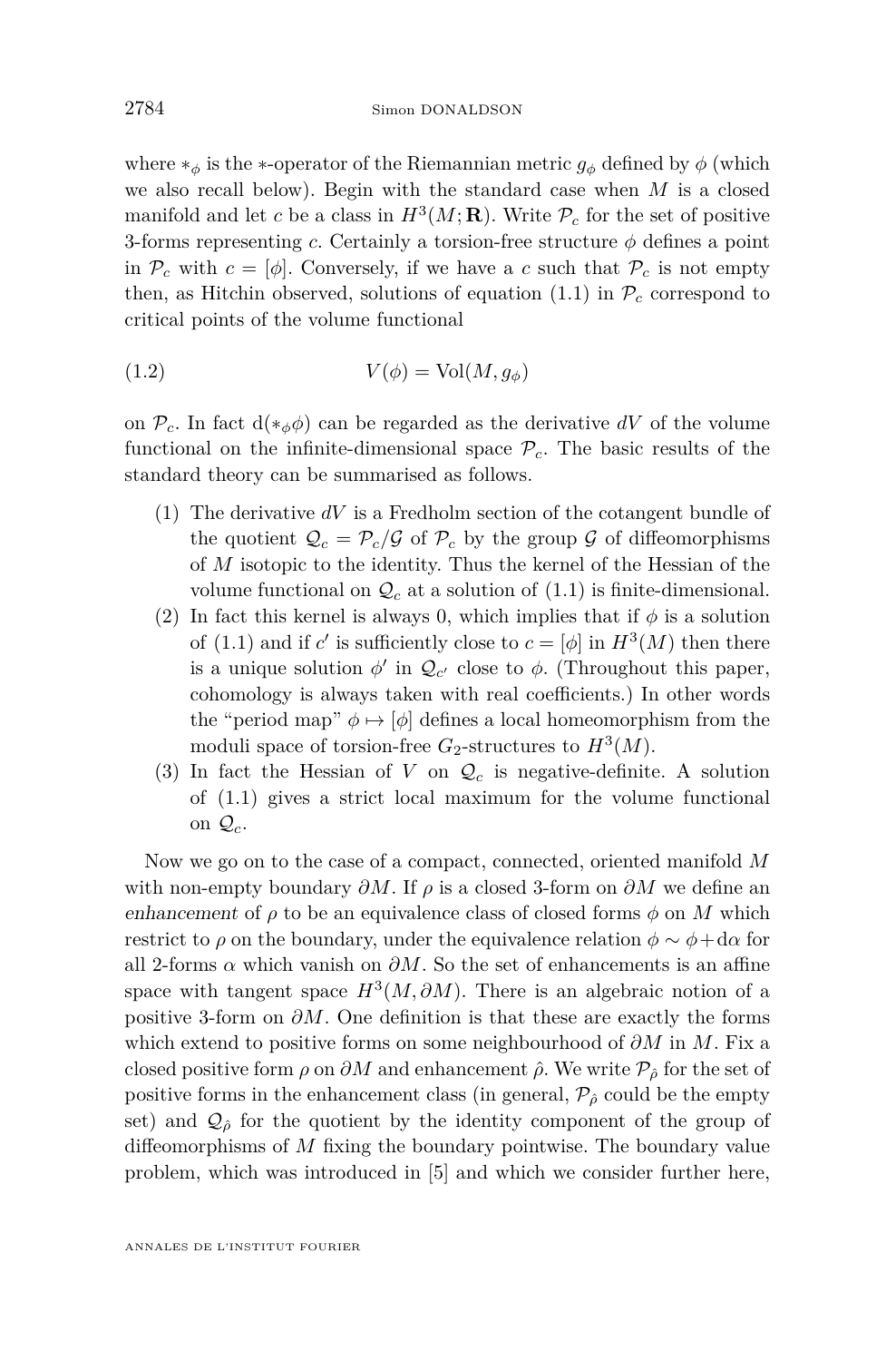where $*_\phi$ is the $*$-operator of the Riemannian metric $g_\phi$ defined by $\phi$ (which we also recall below). Begin with the standard case when $M$ is a closed manifold and let $c$ be a class in $H^3(M;\mathbf{R})$. Write $\mathcal{P}_c$ for the set of positive 3-forms representing $c$. Certainly a torsion-free structure $\phi$ defines a point in $\mathcal{P}_c$ with $c = [\phi]$. Conversely, if we have a $c$ such that $\mathcal{P}_c$ is not empty then, as Hitchin observed, solutions of equation (1.1) in $\mathcal{P}_c$ correspond to critical points of the volume functional

$$V(\phi) = \mathrm{Vol}(M, g_\phi) \tag{1.2}$$

on $\mathcal{P}_c$. In fact $\mathrm{d}(*_\phi \phi)$ can be regarded as the derivative $dV$ of the volume functional on the infinite-dimensional space $\mathcal{P}_c$. The basic results of the standard theory can be summarised as follows.

1. The derivative $dV$ is a Fredholm section of the cotangent bundle of the quotient $\mathcal{Q}_c = \mathcal{P}_c/\mathcal{G}$ of $\mathcal{P}_c$ by the group $\mathcal{G}$ of diffeomorphisms of $M$ isotopic to the identity. Thus the kernel of the Hessian of the volume functional on $\mathcal{Q}_c$ at a solution of (1.1) is finite-dimensional.
2. In fact this kernel is always 0, which implies that if $\phi$ is a solution of (1.1) and if $c'$ is sufficiently close to $c = [\phi]$ in $H^3(M)$ then there is a unique solution $\phi'$ in $\mathcal{Q}_{c'}$ close to $\phi$. (Throughout this paper, cohomology is always taken with real coefficients.) In other words the "period map" $\phi \mapsto [\phi]$ defines a local homeomorphism from the moduli space of torsion-free $G_2$-structures to $H^3(M)$.
3. In fact the Hessian of $V$ on $\mathcal{Q}_c$ is negative-definite. A solution of (1.1) gives a strict local maximum for the volume functional on $\mathcal{Q}_c$.

Now we go on to the case of a compact, connected, oriented manifold $M$ with non-empty boundary $\partial M$. If $\rho$ is a closed 3-form on $\partial M$ we define an *enhancement* of $\rho$ to be an equivalence class of closed forms $\phi$ on $M$ which restrict to $\rho$ on the boundary, under the equivalence relation $\phi \sim \phi + \mathrm{d}\alpha$ for all 2-forms $\alpha$ which vanish on $\partial M$. So the set of enhancements is an affine space with tangent space $H^3(M, \partial M)$. There is an algebraic notion of a positive 3-form on $\partial M$. One definition is that these are exactly the forms which extend to positive forms on some neighbourhood of $\partial M$ in $M$. Fix a closed positive form $\rho$ on $\partial M$ and enhancement $\hat{\rho}$. We write $\mathcal{P}_{\hat{\rho}}$ for the set of positive forms in the enhancement class (in general, $\mathcal{P}_{\hat{\rho}}$ could be the empty set) and $\mathcal{Q}_{\hat{\rho}}$ for the quotient by the identity component of the group of diffeomorphisms of $M$ fixing the boundary pointwise. The boundary value problem, which was introduced in [5] and which we consider further here,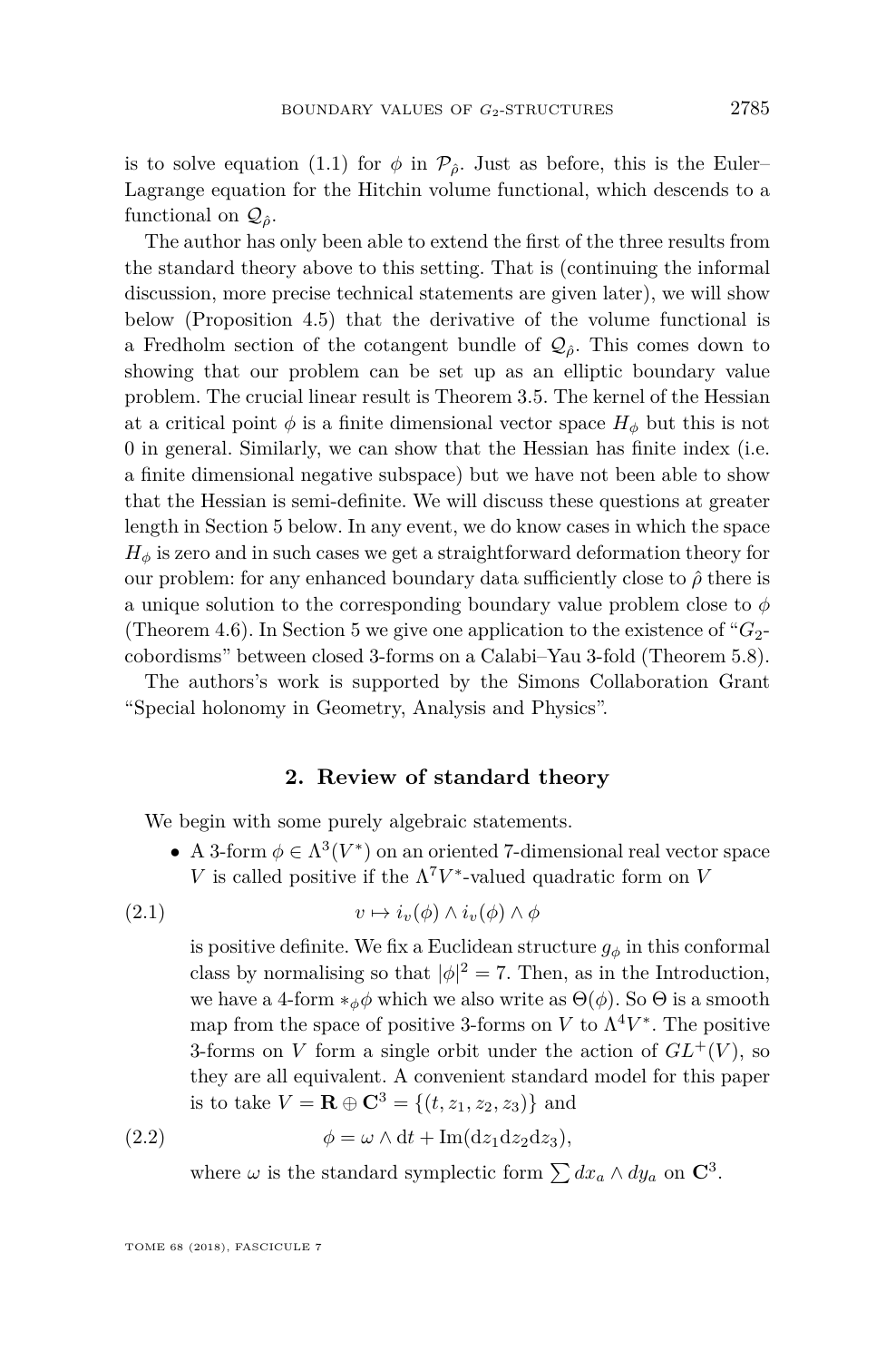is to solve equation (1.1) for $\phi$ in $\mathcal{P}_{\hat{\rho}}$. Just as before, this is the Euler–Lagrange equation for the Hitchin volume functional, which descends to a functional on $\mathcal{Q}_{\hat{\rho}}$.

The author has only been able to extend the first of the three results from the standard theory above to this setting. That is (continuing the informal discussion, more precise technical statements are given later), we will show below (Proposition 4.5) that the derivative of the volume functional is a Fredholm section of the cotangent bundle of $\mathcal{Q}_{\hat{\rho}}$. This comes down to showing that our problem can be set up as an elliptic boundary value problem. The crucial linear result is Theorem 3.5. The kernel of the Hessian at a critical point $\phi$ is a finite dimensional vector space $H_\phi$ but this is not 0 in general. Similarly, we can show that the Hessian has finite index (i.e. a finite dimensional negative subspace) but we have not been able to show that the Hessian is semi-definite. We will discuss these questions at greater length in Section 5 below. In any event, we do know cases in which the space $H_\phi$ is zero and in such cases we get a straightforward deformation theory for our problem: for any enhanced boundary data sufficiently close to $\hat{\rho}$ there is a unique solution to the corresponding boundary value problem close to $\phi$ (Theorem 4.6). In Section 5 we give one application to the existence of "$G_2$-cobordisms" between closed 3-forms on a Calabi–Yau 3-fold (Theorem 5.8).

The authors's work is supported by the Simons Collaboration Grant "Special holonomy in Geometry, Analysis and Physics".

## 2. Review of standard theory

We begin with some purely algebraic statements.

- A 3-form $\phi \in \Lambda^3(V^*)$ on an oriented 7-dimensional real vector space $V$ is called positive if the $\Lambda^7 V^*$-valued quadratic form on $V$

$$v \mapsto i_v(\phi) \wedge i_v(\phi) \wedge \phi \tag{2.1}$$

  is positive definite. We fix a Euclidean structure $g_\phi$ in this conformal class by normalising so that $|\phi|^2 = 7$. Then, as in the Introduction, we have a 4-form $*_\phi \phi$ which we also write as $\Theta(\phi)$. So $\Theta$ is a smooth map from the space of positive 3-forms on $V$ to $\Lambda^4 V^*$. The positive 3-forms on $V$ form a single orbit under the action of $GL^+(V)$, so they are all equivalent. A convenient standard model for this paper is to take $V = \mathbf{R} \oplus \mathbf{C}^3 = \{(t, z_1, z_2, z_3)\}$ and

$$\phi = \omega \wedge \mathrm{d}t + \mathrm{Im}(\mathrm{d}z_1 \mathrm{d}z_2 \mathrm{d}z_3), \tag{2.2}$$

  where $\omega$ is the standard symplectic form $\sum dx_a \wedge dy_a$ on $\mathbf{C}^3$.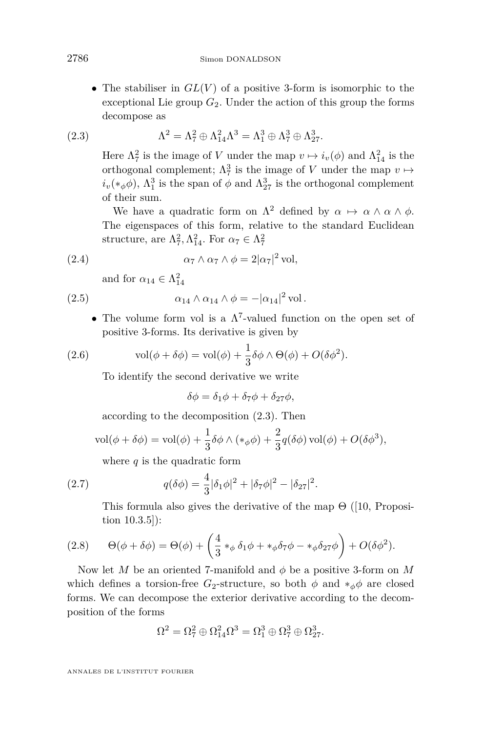- The stabiliser in $GL(V)$ of a positive 3-form is isomorphic to the exceptional Lie group $G_2$. Under the action of this group the forms decompose as

$$\Lambda^2 = \Lambda^2_7 \oplus \Lambda^2_{14} \Lambda^3 = \Lambda^3_1 \oplus \Lambda^3_7 \oplus \Lambda^3_{27}. \tag{2.3}$$

Here $\Lambda^2_7$ is the image of $V$ under the map $v \mapsto i_v(\phi)$ and $\Lambda^2_{14}$ is the orthogonal complement; $\Lambda^3_7$ is the image of $V$ under the map $v \mapsto i_v(*_\phi \phi)$, $\Lambda^3_1$ is the span of $\phi$ and $\Lambda^3_{27}$ is the orthogonal complement of their sum.

We have a quadratic form on $\Lambda^2$ defined by $\alpha \mapsto \alpha \wedge \alpha \wedge \phi$. The eigenspaces of this form, relative to the standard Euclidean structure, are $\Lambda^2_7, \Lambda^2_{14}$. For $\alpha_7 \in \Lambda^2_7$

$$\alpha_7 \wedge \alpha_7 \wedge \phi = 2|\alpha_7|^2 \operatorname{vol}, \tag{2.4}$$

and for $\alpha_{14} \in \Lambda^2_{14}$

$$\alpha_{14} \wedge \alpha_{14} \wedge \phi = -|\alpha_{14}|^2 \operatorname{vol}. \tag{2.5}$$

- The volume form vol is a $\Lambda^7$-valued function on the open set of positive 3-forms. Its derivative is given by

$$\operatorname{vol}(\phi + \delta\phi) = \operatorname{vol}(\phi) + \frac{1}{3}\delta\phi \wedge \Theta(\phi) + O(\delta\phi^2). \tag{2.6}$$

To identify the second derivative we write

$$\delta\phi = \delta_1\phi + \delta_7\phi + \delta_{27}\phi,$$

according to the decomposition (2.3). Then

$$\operatorname{vol}(\phi + \delta\phi) = \operatorname{vol}(\phi) + \frac{1}{3}\delta\phi \wedge (*_\phi \phi) + \frac{2}{3} q(\delta\phi) \operatorname{vol}(\phi) + O(\delta\phi^3),$$

where $q$ is the quadratic form

$$q(\delta\phi) = \frac{4}{3}|\delta_1\phi|^2 + |\delta_7\phi|^2 - |\delta_{27}|^2. \tag{2.7}$$

This formula also gives the derivative of the map $\Theta$ ([10, Proposition 10.3.5]):

$$\Theta(\phi + \delta\phi) = \Theta(\phi) + \left(\frac{4}{3} *_\phi \delta_1\phi + *_\phi \delta_7\phi - *_\phi \delta_{27}\phi\right) + O(\delta\phi^2). \tag{2.8}$$

Now let $M$ be an oriented 7-manifold and $\phi$ be a positive 3-form on $M$ which defines a torsion-free $G_2$-structure, so both $\phi$ and $*_\phi \phi$ are closed forms. We can decompose the exterior derivative according to the decomposition of the forms

$$\Omega^2 = \Omega^2_7 \oplus \Omega^2_{14} \Omega^3 = \Omega^3_1 \oplus \Omega^3_7 \oplus \Omega^3_{27}.$$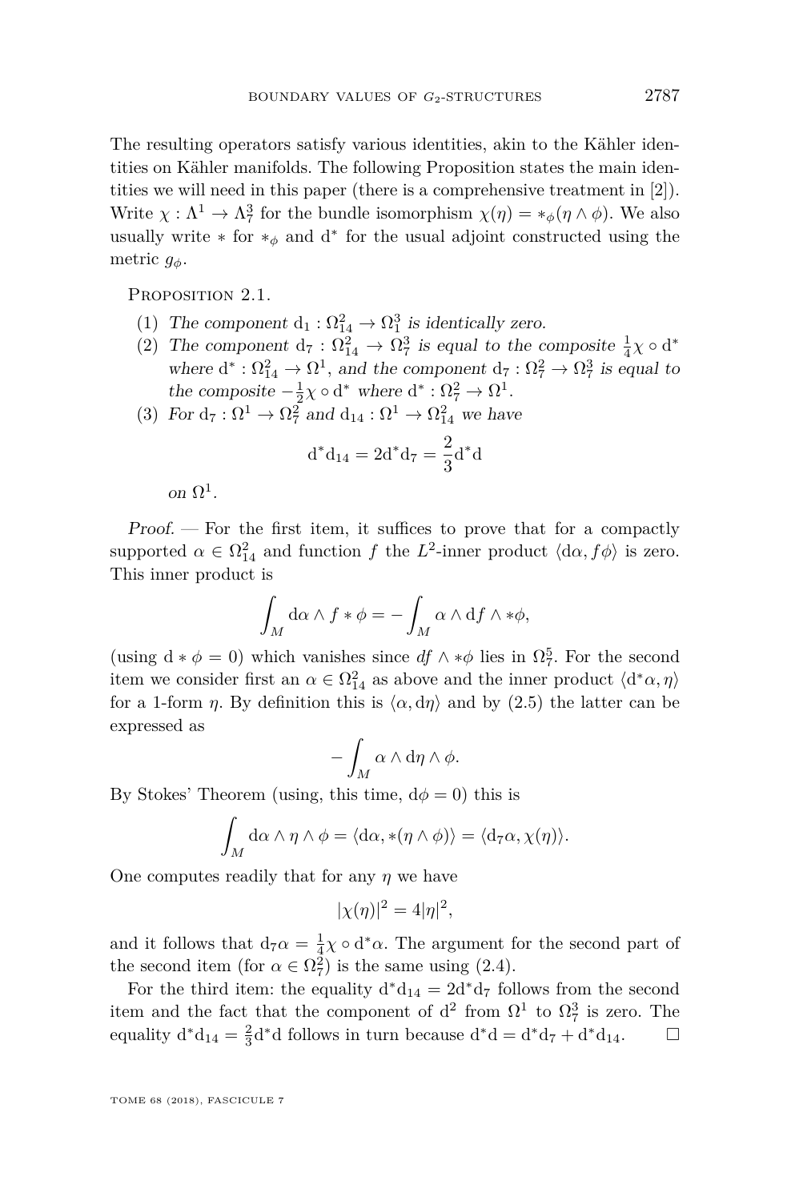The resulting operators satisfy various identities, akin to the Kähler identities on Kähler manifolds. The following Proposition states the main identities we will need in this paper (there is a comprehensive treatment in [2]). Write $\chi : \Lambda^1 \to \Lambda^3_7$ for the bundle isomorphism $\chi(\eta) = *_\phi(\eta \wedge \phi)$. We also usually write $*$ for $*_\phi$ and $\mathrm{d}^*$ for the usual adjoint constructed using the metric $g_\phi$.

Proposition 2.1.

1. *The component* $\mathrm{d}_1 : \Omega^2_{14} \to \Omega^3_1$ *is identically zero.*
2. *The component* $\mathrm{d}_7 : \Omega^2_{14} \to \Omega^3_7$ *is equal to the composite* $\frac{1}{4}\chi \circ \mathrm{d}^*$ *where* $\mathrm{d}^* : \Omega^2_{14} \to \Omega^1$, *and the component* $\mathrm{d}_7 : \Omega^2_7 \to \Omega^3_7$ *is equal to the composite* $-\frac{1}{2}\chi \circ \mathrm{d}^*$ *where* $\mathrm{d}^* : \Omega^2_7 \to \Omega^1$.
3. *For* $\mathrm{d}_7 : \Omega^1 \to \Omega^2_7$ *and* $\mathrm{d}_{14} : \Omega^1 \to \Omega^2_{14}$ *we have*

$$\mathrm{d}^*\mathrm{d}_{14} = 2\mathrm{d}^*\mathrm{d}_7 = \frac{2}{3}\mathrm{d}^*\mathrm{d}$$

*on* $\Omega^1$.

*Proof.* — For the first item, it suffices to prove that for a compactly supported $\alpha \in \Omega^2_{14}$ and function $f$ the $L^2$-inner product $\langle \mathrm{d}\alpha, f\phi\rangle$ is zero. This inner product is

$$\int_M \mathrm{d}\alpha \wedge f * \phi = -\int_M \alpha \wedge \mathrm{d}f \wedge *\phi,$$

(using $\mathrm{d} * \phi = 0$) which vanishes since $df \wedge *\phi$ lies in $\Omega^5_7$. For the second item we consider first an $\alpha \in \Omega^2_{14}$ as above and the inner product $\langle \mathrm{d}^*\alpha, \eta\rangle$ for a 1-form $\eta$. By definition this is $\langle \alpha, \mathrm{d}\eta\rangle$ and by (2.5) the latter can be expressed as

$$-\int_M \alpha \wedge \mathrm{d}\eta \wedge \phi.$$

By Stokes' Theorem (using, this time, $\mathrm{d}\phi = 0$) this is

$$\int_M \mathrm{d}\alpha \wedge \eta \wedge \phi = \langle \mathrm{d}\alpha, *(\eta \wedge \phi)\rangle = \langle \mathrm{d}_7\alpha, \chi(\eta)\rangle.$$

One computes readily that for any $\eta$ we have

$$|\chi(\eta)|^2 = 4|\eta|^2,$$

and it follows that $\mathrm{d}_7\alpha = \frac{1}{4}\chi \circ \mathrm{d}^*\alpha$. The argument for the second part of the second item (for $\alpha \in \Omega^2_7$) is the same using (2.4).

For the third item: the equality $\mathrm{d}^*\mathrm{d}_{14} = 2\mathrm{d}^*\mathrm{d}_7$ follows from the second item and the fact that the component of $\mathrm{d}^2$ from $\Omega^1$ to $\Omega^3_7$ is zero. The equality $\mathrm{d}^*\mathrm{d}_{14} = \frac{2}{3}\mathrm{d}^*\mathrm{d}$ follows in turn because $\mathrm{d}^*\mathrm{d} = \mathrm{d}^*\mathrm{d}_7 + \mathrm{d}^*\mathrm{d}_{14}$. □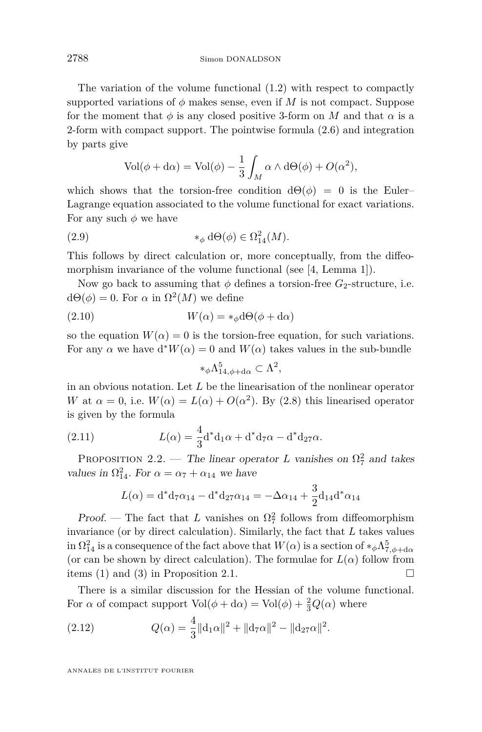The variation of the volume functional (1.2) with respect to compactly supported variations of $\phi$ makes sense, even if $M$ is not compact. Suppose for the moment that $\phi$ is any closed positive 3-form on $M$ and that $\alpha$ is a 2-form with compact support. The pointwise formula (2.6) and integration by parts give

$$\mathrm{Vol}(\phi + \mathrm{d}\alpha) = \mathrm{Vol}(\phi) - \frac{1}{3}\int_M \alpha \wedge \mathrm{d}\Theta(\phi) + O(\alpha^2),$$

which shows that the torsion-free condition $\mathrm{d}\Theta(\phi) = 0$ is the Euler–Lagrange equation associated to the volume functional for exact variations. For any such $\phi$ we have

$$*_\phi \, \mathrm{d}\Theta(\phi) \in \Omega^2_{14}(M). \tag{2.9}$$

This follows by direct calculation or, more conceptually, from the diffeomorphism invariance of the volume functional (see [4, Lemma 1]).

Now go back to assuming that $\phi$ defines a torsion-free $G_2$-structure, i.e. $\mathrm{d}\Theta(\phi) = 0$. For $\alpha$ in $\Omega^2(M)$ we define

$$W(\alpha) = *_\phi \mathrm{d}\Theta(\phi + \mathrm{d}\alpha) \tag{2.10}$$

so the equation $W(\alpha) = 0$ is the torsion-free equation, for such variations. For any $\alpha$ we have $\mathrm{d}^* W(\alpha) = 0$ and $W(\alpha)$ takes values in the sub-bundle

$$*_\phi \Lambda^5_{14, \phi + \mathrm{d}\alpha} \subset \Lambda^2,$$

in an obvious notation. Let $L$ be the linearisation of the nonlinear operator $W$ at $\alpha = 0$, i.e. $W(\alpha) = L(\alpha) + O(\alpha^2)$. By (2.8) this linearised operator is given by the formula

$$L(\alpha) = \frac{4}{3}\mathrm{d}^*\mathrm{d}_1\alpha + \mathrm{d}^*\mathrm{d}_7\alpha - \mathrm{d}^*\mathrm{d}_{27}\alpha. \tag{2.11}$$

Proposition 2.2. — *The linear operator $L$ vanishes on $\Omega^2_7$ and takes values in $\Omega^2_{14}$. For $\alpha = \alpha_7 + \alpha_{14}$ we have*

$$L(\alpha) = \mathrm{d}^*\mathrm{d}_7\alpha_{14} - \mathrm{d}^*\mathrm{d}_{27}\alpha_{14} = -\Delta\alpha_{14} + \frac{3}{2}\mathrm{d}_{14}\mathrm{d}^*\alpha_{14}$$

*Proof.* — The fact that $L$ vanishes on $\Omega^2_7$ follows from diffeomorphism invariance (or by direct calculation). Similarly, the fact that $L$ takes values in $\Omega^2_{14}$ is a consequence of the fact above that $W(\alpha)$ is a section of $*_\phi\Lambda^5_{7,\phi+\mathrm{d}\alpha}$ (or can be shown by direct calculation). The formulae for $L(\alpha)$ follow from items (1) and (3) in Proposition 2.1. □

There is a similar discussion for the Hessian of the volume functional. For $\alpha$ of compact support $\mathrm{Vol}(\phi + \mathrm{d}\alpha) = \mathrm{Vol}(\phi) + \frac{2}{3}Q(\alpha)$ where

$$Q(\alpha) = \frac{4}{3}\|\mathrm{d}_1\alpha\|^2 + \|\mathrm{d}_7\alpha\|^2 - \|\mathrm{d}_{27}\alpha\|^2. \tag{2.12}$$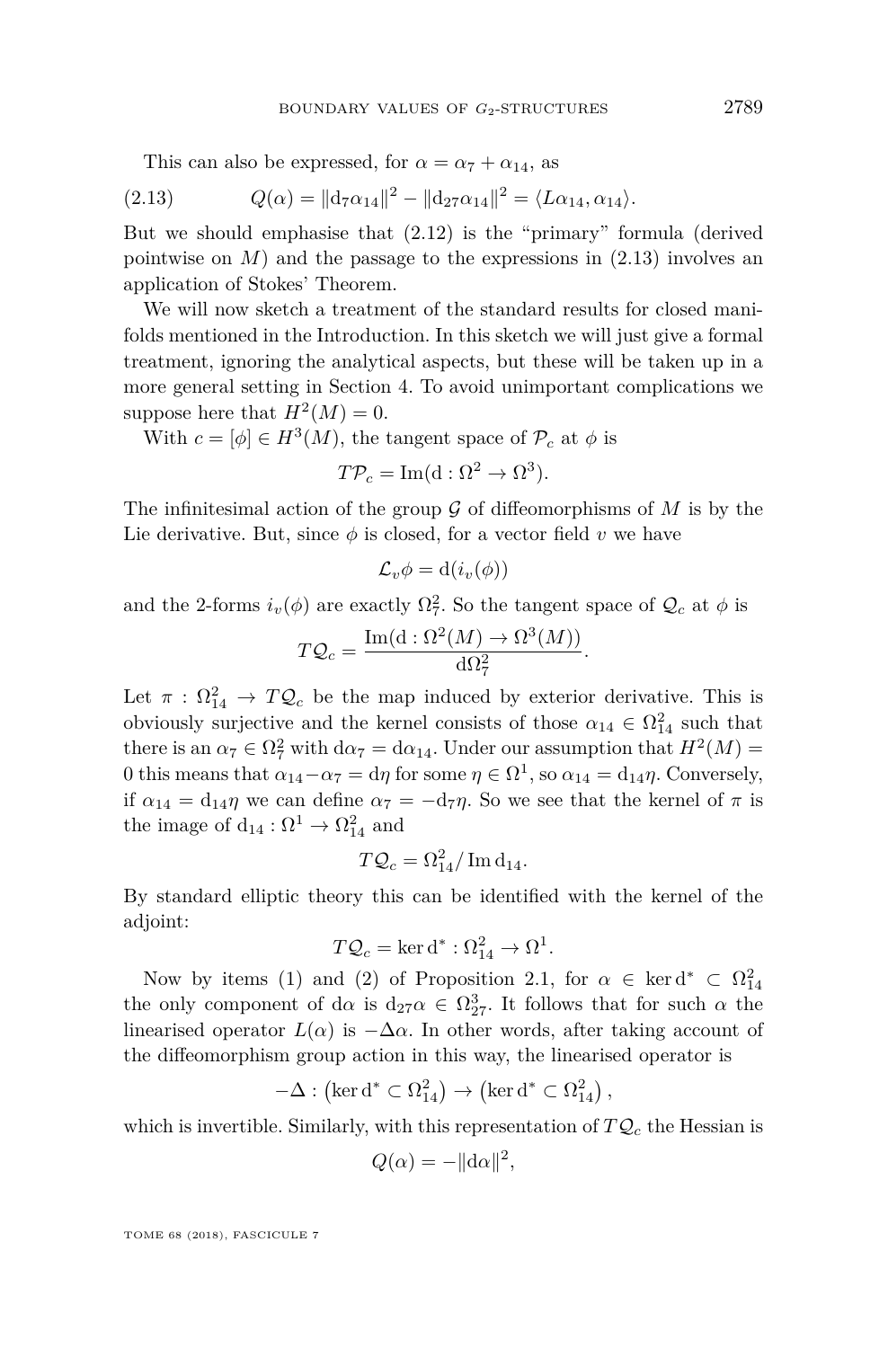This can also be expressed, for $\alpha = \alpha_7 + \alpha_{14}$, as

$$Q(\alpha) = \|\mathrm{d}_7\alpha_{14}\|^2 - \|\mathrm{d}_{27}\alpha_{14}\|^2 = \langle L\alpha_{14}, \alpha_{14}\rangle. \tag{2.13}$$

But we should emphasise that (2.12) is the "primary" formula (derived pointwise on $M$) and the passage to the expressions in (2.13) involves an application of Stokes' Theorem.

We will now sketch a treatment of the standard results for closed manifolds mentioned in the Introduction. In this sketch we will just give a formal treatment, ignoring the analytical aspects, but these will be taken up in a more general setting in Section 4. To avoid unimportant complications we suppose here that $H^2(M) = 0$.

With $c = [\phi] \in H^3(M)$, the tangent space of $\mathcal{P}_c$ at $\phi$ is

$$T\mathcal{P}_c = \mathrm{Im}(\mathrm{d} : \Omega^2 \to \Omega^3).$$

The infinitesimal action of the group $\mathcal{G}$ of diffeomorphisms of $M$ is by the Lie derivative. But, since $\phi$ is closed, for a vector field $v$ we have

$$\mathcal{L}_v\phi = \mathrm{d}(i_v(\phi))$$

and the 2-forms $i_v(\phi)$ are exactly $\Omega^2_7$. So the tangent space of $\mathcal{Q}_c$ at $\phi$ is

$$T\mathcal{Q}_c = \frac{\mathrm{Im}(\mathrm{d} : \Omega^2(M) \to \Omega^3(M))}{\mathrm{d}\Omega^2_7}.$$

Let $\pi : \Omega^2_{14} \to T\mathcal{Q}_c$ be the map induced by exterior derivative. This is obviously surjective and the kernel consists of those $\alpha_{14} \in \Omega^2_{14}$ such that there is an $\alpha_7 \in \Omega^2_7$ with $\mathrm{d}\alpha_7 = \mathrm{d}\alpha_{14}$. Under our assumption that $H^2(M) = 0$ this means that $\alpha_{14} - \alpha_7 = \mathrm{d}\eta$ for some $\eta \in \Omega^1$, so $\alpha_{14} = \mathrm{d}_{14}\eta$. Conversely, if $\alpha_{14} = \mathrm{d}_{14}\eta$ we can define $\alpha_7 = -\mathrm{d}_7\eta$. So we see that the kernel of $\pi$ is the image of $\mathrm{d}_{14} : \Omega^1 \to \Omega^2_{14}$ and

$$T\mathcal{Q}_c = \Omega^2_{14}/\,\mathrm{Im}\,\mathrm{d}_{14}.$$

By standard elliptic theory this can be identified with the kernel of the adjoint:

$$T\mathcal{Q}_c = \ker \mathrm{d}^* : \Omega^2_{14} \to \Omega^1.$$

Now by items (1) and (2) of Proposition 2.1, for $\alpha \in \ker \mathrm{d}^* \subset \Omega^2_{14}$ the only component of $\mathrm{d}\alpha$ is $\mathrm{d}_{27}\alpha \in \Omega^3_{27}$. It follows that for such $\alpha$ the linearised operator $L(\alpha)$ is $-\Delta\alpha$. In other words, after taking account of the diffeomorphism group action in this way, the linearised operator is

$$-\Delta : \left(\ker \mathrm{d}^* \subset \Omega^2_{14}\right) \to \left(\ker \mathrm{d}^* \subset \Omega^2_{14}\right),$$

which is invertible. Similarly, with this representation of $T\mathcal{Q}_c$ the Hessian is

$$Q(\alpha) = -\|\mathrm{d}\alpha\|^2,$$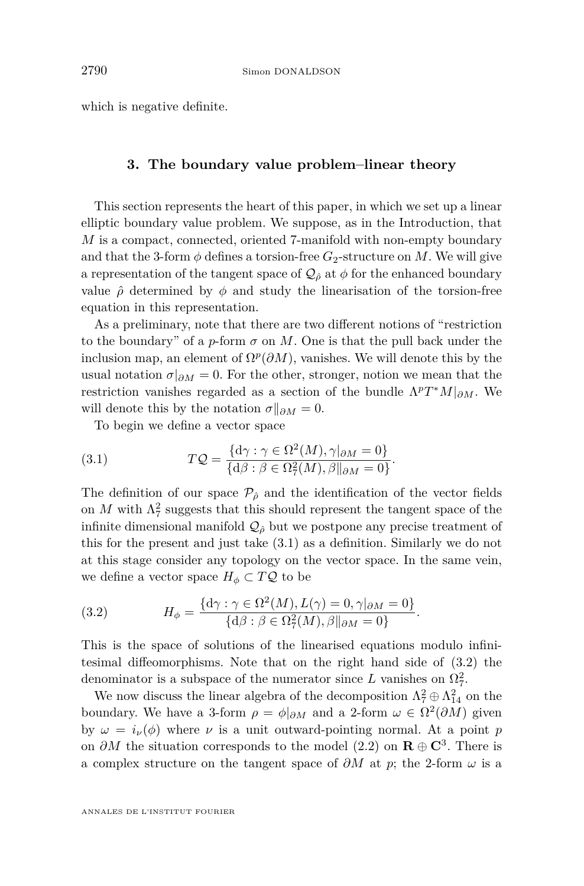which is negative definite.

## 3. The boundary value problem–linear theory

This section represents the heart of this paper, in which we set up a linear elliptic boundary value problem. We suppose, as in the Introduction, that $M$ is a compact, connected, oriented 7-manifold with non-empty boundary and that the 3-form $\phi$ defines a torsion-free $G_2$-structure on $M$. We will give a representation of the tangent space of $\mathcal{Q}_{\hat{\rho}}$ at $\phi$ for the enhanced boundary value $\hat{\rho}$ determined by $\phi$ and study the linearisation of the torsion-free equation in this representation.

As a preliminary, note that there are two different notions of "restriction to the boundary" of a $p$-form $\sigma$ on $M$. One is that the pull back under the inclusion map, an element of $\Omega^p(\partial M)$, vanishes. We will denote this by the usual notation $\sigma|_{\partial M} = 0$. For the other, stronger, notion we mean that the restriction vanishes regarded as a section of the bundle $\Lambda^p T^*M|_{\partial M}$. We will denote this by the notation $\sigma\|_{\partial M} = 0$.

To begin we define a vector space

$$T\mathcal{Q} = \frac{\{\mathrm{d}\gamma : \gamma \in \Omega^2(M), \gamma|_{\partial M} = 0\}}{\{\mathrm{d}\beta : \beta \in \Omega^2_7(M), \beta\|_{\partial M} = 0\}}. \tag{3.1}$$

The definition of our space $\mathcal{P}_{\hat{\rho}}$ and the identification of the vector fields on $M$ with $\Lambda^2_7$ suggests that this should represent the tangent space of the infinite dimensional manifold $\mathcal{Q}_{\hat{\rho}}$ but we postpone any precise treatment of this for the present and just take (3.1) as a definition. Similarly we do not at this stage consider any topology on the vector space. In the same vein, we define a vector space $H_\phi \subset T\mathcal{Q}$ to be

$$H_\phi = \frac{\{\mathrm{d}\gamma : \gamma \in \Omega^2(M), L(\gamma) = 0, \gamma|_{\partial M} = 0\}}{\{\mathrm{d}\beta : \beta \in \Omega^2_7(M), \beta\|_{\partial M} = 0\}}. \tag{3.2}$$

This is the space of solutions of the linearised equations modulo infinitesimal diffeomorphisms. Note that on the right hand side of (3.2) the denominator is a subspace of the numerator since $L$ vanishes on $\Omega^2_7$.

We now discuss the linear algebra of the decomposition $\Lambda^2_7 \oplus \Lambda^2_{14}$ on the boundary. We have a 3-form $\rho = \phi|_{\partial M}$ and a 2-form $\omega \in \Omega^2(\partial M)$ given by $\omega = i_\nu(\phi)$ where $\nu$ is a unit outward-pointing normal. At a point $p$ on $\partial M$ the situation corresponds to the model (2.2) on $\mathbf{R} \oplus \mathbf{C}^3$. There is a complex structure on the tangent space of $\partial M$ at $p$; the 2-form $\omega$ is a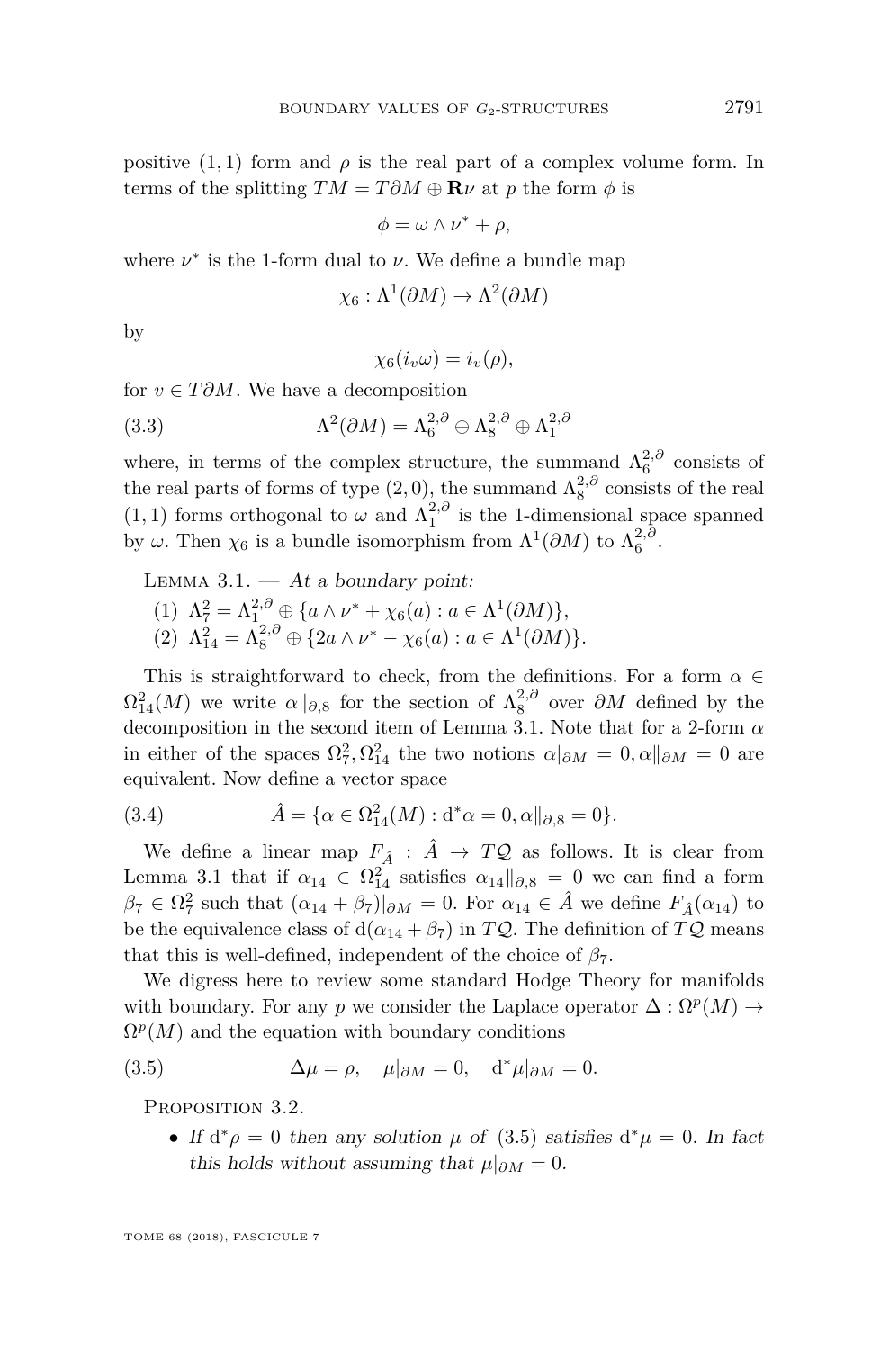positive $(1,1)$ form and $\rho$ is the real part of a complex volume form. In terms of the splitting $TM = T\partial M \oplus \mathbf{R}\nu$ at $p$ the form $\phi$ is

$$\phi = \omega \wedge \nu^* + \rho,$$

where $\nu^*$ is the 1-form dual to $\nu$. We define a bundle map

$$\chi_6 : \Lambda^1(\partial M) \to \Lambda^2(\partial M)$$

by

$$\chi_6(i_v \omega) = i_v(\rho),$$

for $v \in T\partial M$. We have a decomposition

$$\Lambda^2(\partial M) = \Lambda^{2,\partial}_6 \oplus \Lambda^{2,\partial}_8 \oplus \Lambda^{2,\partial}_1 \tag{3.3}$$

where, in terms of the complex structure, the summand $\Lambda^{2,\partial}_6$ consists of the real parts of forms of type $(2,0)$, the summand $\Lambda^{2,\partial}_8$ consists of the real $(1,1)$ forms orthogonal to $\omega$ and $\Lambda^{2,\partial}_1$ is the 1-dimensional space spanned by $\omega$. Then $\chi_6$ is a bundle isomorphism from $\Lambda^1(\partial M)$ to $\Lambda^{2,\partial}_6$.

Lemma 3.1. — *At a boundary point:*

1. $\Lambda^2_7 = \Lambda^{2,\partial}_1 \oplus \{a \wedge \nu^* + \chi_6(a) : a \in \Lambda^1(\partial M)\}$,
2. $\Lambda^2_{14} = \Lambda^{2,\partial}_8 \oplus \{2a \wedge \nu^* - \chi_6(a) : a \in \Lambda^1(\partial M)\}$.

This is straightforward to check, from the definitions. For a form $\alpha \in \Omega^2_{14}(M)$ we write $\alpha\|_{\partial,8}$ for the section of $\Lambda^{2,\partial}_8$ over $\partial M$ defined by the decomposition in the second item of Lemma 3.1. Note that for a 2-form $\alpha$ in either of the spaces $\Omega^2_7, \Omega^2_{14}$ the two notions $\alpha|_{\partial M} = 0, \alpha\|_{\partial M} = 0$ are equivalent. Now define a vector space

$$\hat{A} = \{\alpha \in \Omega^2_{14}(M) : \mathrm{d}^*\alpha = 0, \alpha\|_{\partial,8} = 0\}. \tag{3.4}$$

We define a linear map $F_{\hat{A}} : \hat{A} \to T\mathcal{Q}$ as follows. It is clear from Lemma 3.1 that if $\alpha_{14} \in \Omega^2_{14}$ satisfies $\alpha_{14}\|_{\partial,8} = 0$ we can find a form $\beta_7 \in \Omega^2_7$ such that $(\alpha_{14} + \beta_7)|_{\partial M} = 0$. For $\alpha_{14} \in \hat{A}$ we define $F_{\hat{A}}(\alpha_{14})$ to be the equivalence class of $\mathrm{d}(\alpha_{14} + \beta_7)$ in $T\mathcal{Q}$. The definition of $T\mathcal{Q}$ means that this is well-defined, independent of the choice of $\beta_7$.

We digress here to review some standard Hodge Theory for manifolds with boundary. For any $p$ we consider the Laplace operator $\Delta : \Omega^p(M) \to \Omega^p(M)$ and the equation with boundary conditions

$$\Delta\mu = \rho, \quad \mu|_{\partial M} = 0, \quad \mathrm{d}^*\mu|_{\partial M} = 0. \tag{3.5}$$

Proposition 3.2.

- *If $\mathrm{d}^*\rho = 0$ then any solution $\mu$ of (3.5) satisfies $\mathrm{d}^*\mu = 0$. In fact this holds without assuming that $\mu|_{\partial M} = 0$.*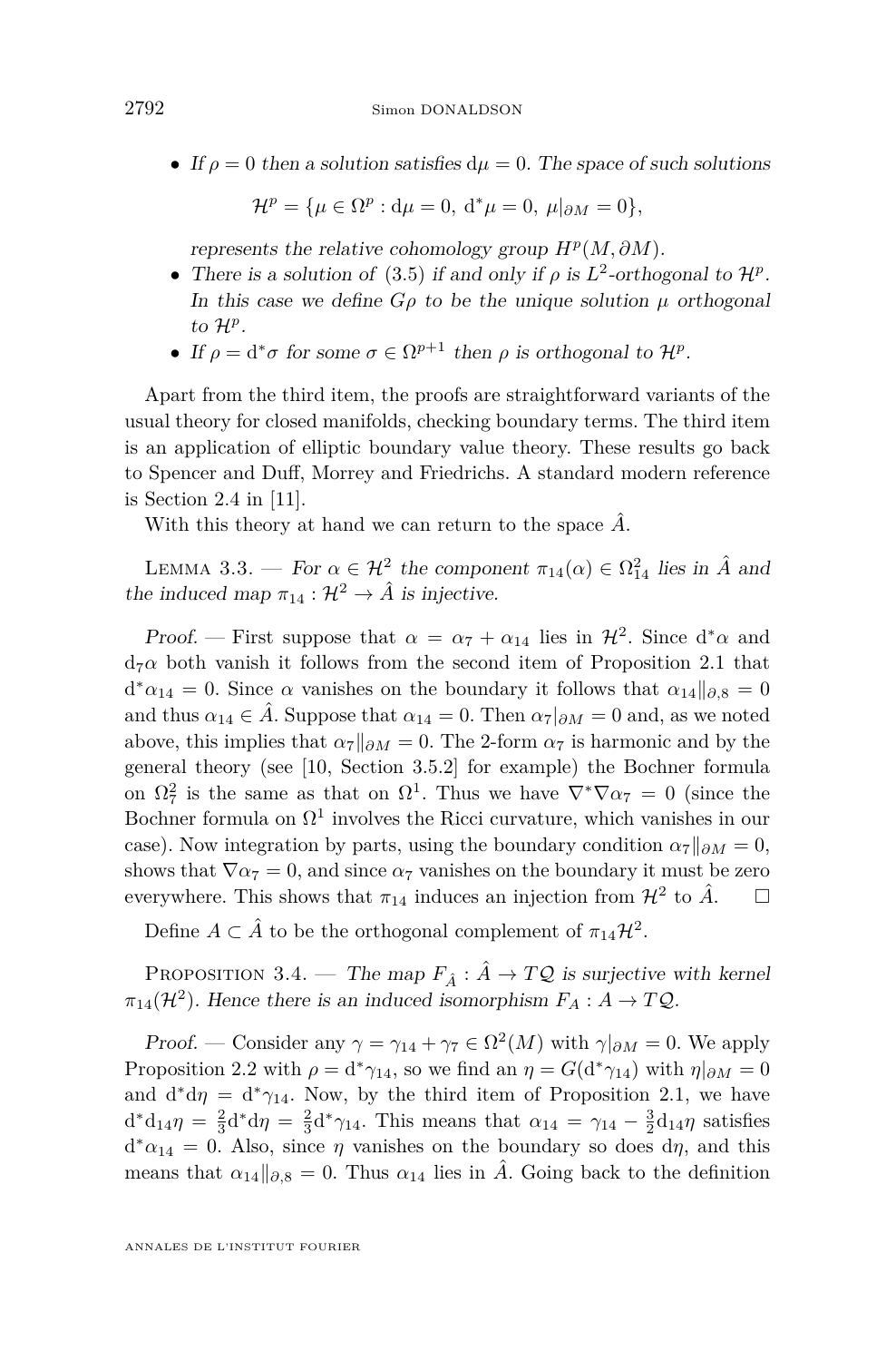- *If $\rho = 0$ then a solution satisfies $\mathrm{d}\mu = 0$. The space of such solutions*

$$\mathcal{H}^p = \{\mu \in \Omega^p : \mathrm{d}\mu = 0,\ \mathrm{d}^*\mu = 0,\ \mu|_{\partial M} = 0\},$$

  *represents the relative cohomology group $H^p(M, \partial M)$.*
- *There is a solution of (3.5) if and only if $\rho$ is $L^2$-orthogonal to $\mathcal{H}^p$. In this case we define $G\rho$ to be the unique solution $\mu$ orthogonal to $\mathcal{H}^p$.*
- *If $\rho = \mathrm{d}^*\sigma$ for some $\sigma \in \Omega^{p+1}$ then $\rho$ is orthogonal to $\mathcal{H}^p$.*

Apart from the third item, the proofs are straightforward variants of the usual theory for closed manifolds, checking boundary terms. The third item is an application of elliptic boundary value theory. These results go back to Spencer and Duff, Morrey and Friedrichs. A standard modern reference is Section 2.4 in [11].

With this theory at hand we can return to the space $\hat{A}$.

Lemma 3.3. — *For $\alpha \in \mathcal{H}^2$ the component $\pi_{14}(\alpha) \in \Omega^2_{14}$ lies in $\hat{A}$ and the induced map $\pi_{14} : \mathcal{H}^2 \to \hat{A}$ is injective.*

*Proof.* — First suppose that $\alpha = \alpha_7 + \alpha_{14}$ lies in $\mathcal{H}^2$. Since $\mathrm{d}^*\alpha$ and $\mathrm{d}_7\alpha$ both vanish it follows from the second item of Proposition 2.1 that $\mathrm{d}^*\alpha_{14} = 0$. Since $\alpha$ vanishes on the boundary it follows that $\alpha_{14}\|_{\partial,8} = 0$ and thus $\alpha_{14} \in \hat{A}$. Suppose that $\alpha_{14} = 0$. Then $\alpha_7|_{\partial M} = 0$ and, as we noted above, this implies that $\alpha_7\|_{\partial M} = 0$. The 2-form $\alpha_7$ is harmonic and by the general theory (see [10, Section 3.5.2] for example) the Bochner formula on $\Omega^2_7$ is the same as that on $\Omega^1$. Thus we have $\nabla^*\nabla\alpha_7 = 0$ (since the Bochner formula on $\Omega^1$ involves the Ricci curvature, which vanishes in our case). Now integration by parts, using the boundary condition $\alpha_7\|_{\partial M} = 0$, shows that $\nabla\alpha_7 = 0$, and since $\alpha_7$ vanishes on the boundary it must be zero everywhere. This shows that $\pi_{14}$ induces an injection from $\mathcal{H}^2$ to $\hat{A}$. □

Define $A \subset \hat{A}$ to be the orthogonal complement of $\pi_{14}\mathcal{H}^2$.

Proposition 3.4. — *The map $F_{\hat{A}} : \hat{A} \to T\mathcal{Q}$ is surjective with kernel $\pi_{14}(\mathcal{H}^2)$. Hence there is an induced isomorphism $F_A : A \to T\mathcal{Q}$.*

*Proof.* — Consider any $\gamma = \gamma_{14} + \gamma_7 \in \Omega^2(M)$ with $\gamma|_{\partial M} = 0$. We apply Proposition 2.2 with $\rho = \mathrm{d}^*\gamma_{14}$, so we find an $\eta = G(\mathrm{d}^*\gamma_{14})$ with $\eta|_{\partial M} = 0$ and $\mathrm{d}^*\mathrm{d}\eta = \mathrm{d}^*\gamma_{14}$. Now, by the third item of Proposition 2.1, we have $\mathrm{d}^*\mathrm{d}_{14}\eta = \frac{2}{3}\mathrm{d}^*\mathrm{d}\eta = \frac{2}{3}\mathrm{d}^*\gamma_{14}$. This means that $\alpha_{14} = \gamma_{14} - \frac{3}{2}\mathrm{d}_{14}\eta$ satisfies $\mathrm{d}^*\alpha_{14} = 0$. Also, since $\eta$ vanishes on the boundary so does $\mathrm{d}\eta$, and this means that $\alpha_{14}\|_{\partial,8} = 0$. Thus $\alpha_{14}$ lies in $\hat{A}$. Going back to the definition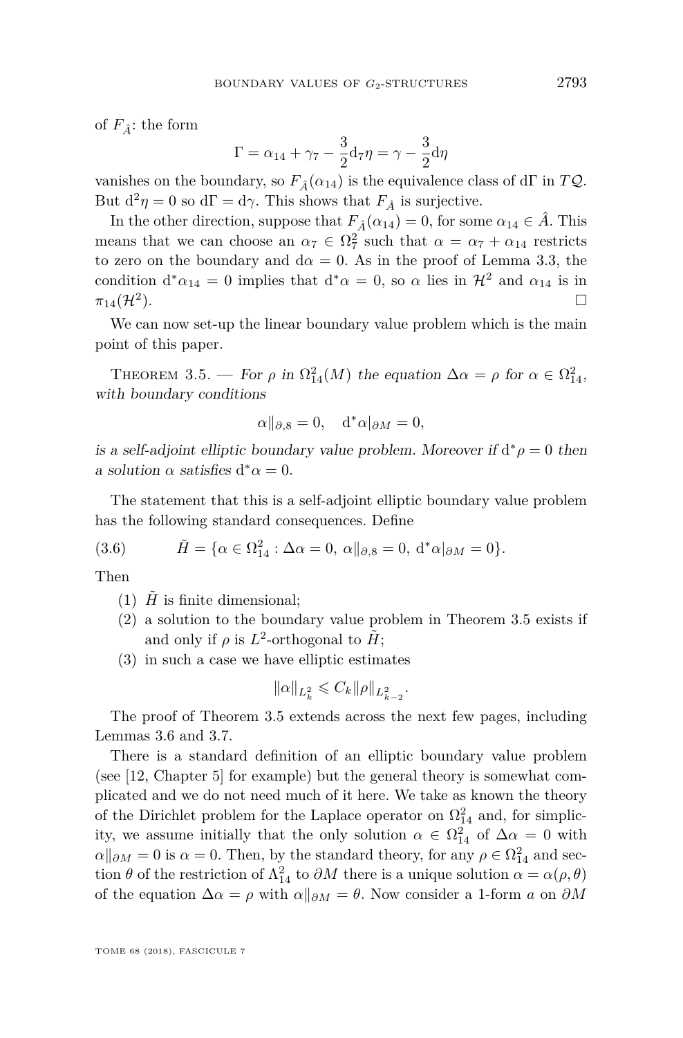of $F_{\hat{A}}$: the form

$$\Gamma = \alpha_{14} + \gamma_7 - \frac{3}{2}\mathrm{d}_7\eta = \gamma - \frac{3}{2}\mathrm{d}\eta$$

vanishes on the boundary, so $F_{\hat{A}}(\alpha_{14})$ is the equivalence class of $\mathrm{d}\Gamma$ in $T\mathcal{Q}$. But $\mathrm{d}^2\eta = 0$ so $\mathrm{d}\Gamma = \mathrm{d}\gamma$. This shows that $F_{\hat{A}}$ is surjective.

In the other direction, suppose that $F_{\hat{A}}(\alpha_{14}) = 0$, for some $\alpha_{14} \in \hat{A}$. This means that we can choose an $\alpha_7 \in \Omega^2_7$ such that $\alpha = \alpha_7 + \alpha_{14}$ restricts to zero on the boundary and $\mathrm{d}\alpha = 0$. As in the proof of Lemma 3.3, the condition $\mathrm{d}^*\alpha_{14} = 0$ implies that $\mathrm{d}^*\alpha = 0$, so $\alpha$ lies in $\mathcal{H}^2$ and $\alpha_{14}$ is in $\pi_{14}(\mathcal{H}^2)$. □

We can now set-up the linear boundary value problem which is the main point of this paper.

Theorem 3.5. — *For $\rho$ in $\Omega^2_{14}(M)$ the equation $\Delta\alpha = \rho$ for $\alpha \in \Omega^2_{14}$, with boundary conditions*

$$\alpha\|_{\partial,8} = 0, \quad \mathrm{d}^*\alpha|_{\partial M} = 0,$$

*is a self-adjoint elliptic boundary value problem. Moreover if $\mathrm{d}^*\rho = 0$ then a solution $\alpha$ satisfies $\mathrm{d}^*\alpha = 0$.*

The statement that this is a self-adjoint elliptic boundary value problem has the following standard consequences. Define

$$\tilde{H} = \{\alpha \in \Omega^2_{14} : \Delta\alpha = 0,\ \alpha\|_{\partial,8} = 0,\ \mathrm{d}^*\alpha|_{\partial M} = 0\}. \tag{3.6}$$

Then

1. $\tilde{H}$ is finite dimensional;
2. a solution to the boundary value problem in Theorem 3.5 exists if and only if $\rho$ is $L^2$-orthogonal to $\tilde{H}$;
3. in such a case we have elliptic estimates

$$\|\alpha\|_{L^2_k} \leqslant C_k\|\rho\|_{L^2_{k-2}}.$$

The proof of Theorem 3.5 extends across the next few pages, including Lemmas 3.6 and 3.7.

There is a standard definition of an elliptic boundary value problem (see [12, Chapter 5] for example) but the general theory is somewhat complicated and we do not need much of it here. We take as known the theory of the Dirichlet problem for the Laplace operator on $\Omega^2_{14}$ and, for simplicity, we assume initially that the only solution $\alpha \in \Omega^2_{14}$ of $\Delta\alpha = 0$ with $\alpha\|_{\partial M} = 0$ is $\alpha = 0$. Then, by the standard theory, for any $\rho \in \Omega^2_{14}$ and section $\theta$ of the restriction of $\Lambda^2_{14}$ to $\partial M$ there is a unique solution $\alpha = \alpha(\rho, \theta)$ of the equation $\Delta\alpha = \rho$ with $\alpha\|_{\partial M} = \theta$. Now consider a 1-form $a$ on $\partial M$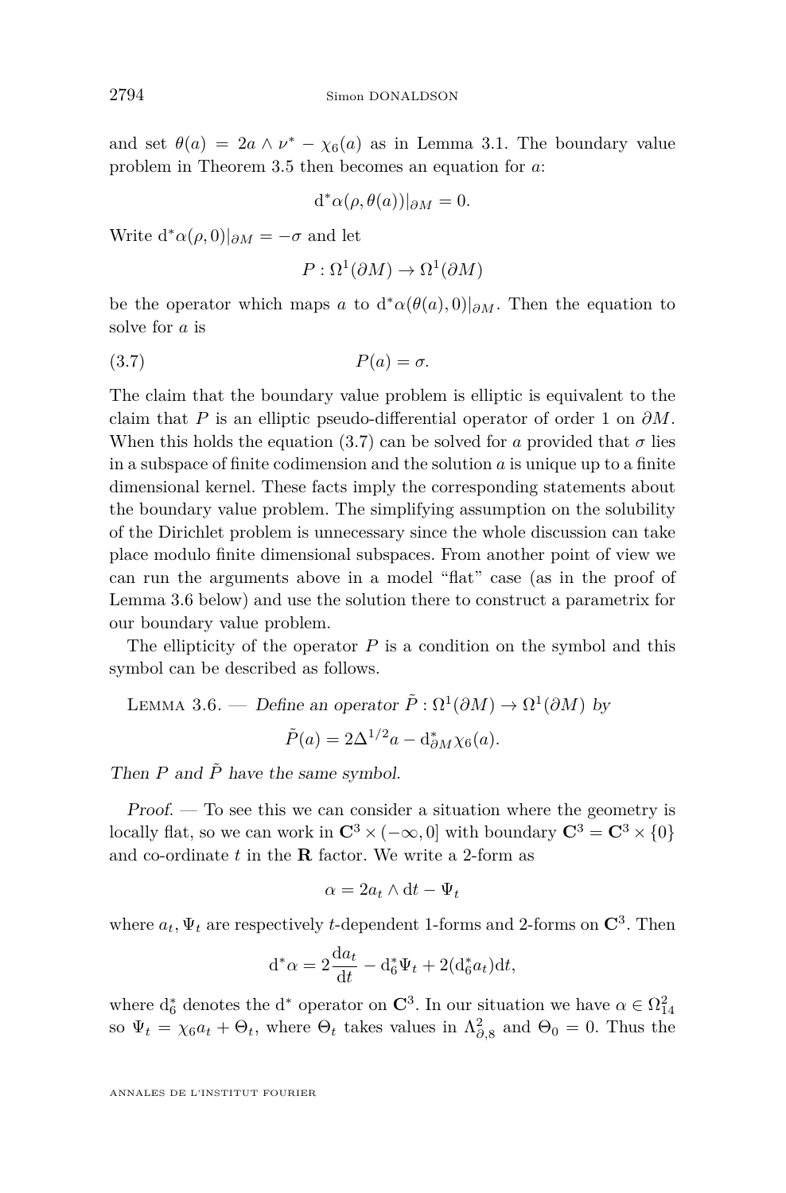and set $\theta(a) = 2a \wedge \nu^* - \chi_6(a)$ as in Lemma 3.1. The boundary value problem in Theorem 3.5 then becomes an equation for $a$:

$$\mathrm{d}^*\alpha(\rho, \theta(a))|_{\partial M} = 0.$$

Write $\mathrm{d}^*\alpha(\rho, 0)|_{\partial M} = -\sigma$ and let

$$P : \Omega^1(\partial M) \to \Omega^1(\partial M)$$

be the operator which maps $a$ to $\mathrm{d}^*\alpha(\theta(a), 0)|_{\partial M}$. Then the equation to solve for $a$ is

$$P(a) = \sigma. \tag{3.7}$$

The claim that the boundary value problem is elliptic is equivalent to the claim that $P$ is an elliptic pseudo-differential operator of order 1 on $\partial M$. When this holds the equation (3.7) can be solved for $a$ provided that $\sigma$ lies in a subspace of finite codimension and the solution $a$ is unique up to a finite dimensional kernel. These facts imply the corresponding statements about the boundary value problem. The simplifying assumption on the solubility of the Dirichlet problem is unnecessary since the whole discussion can take place modulo finite dimensional subspaces. From another point of view we can run the arguments above in a model "flat" case (as in the proof of Lemma 3.6 below) and use the solution there to construct a parametrix for our boundary value problem.

The ellipticity of the operator $P$ is a condition on the symbol and this symbol can be described as follows.

Lemma 3.6. — *Define an operator $\tilde{P} : \Omega^1(\partial M) \to \Omega^1(\partial M)$ by*

$$\tilde{P}(a) = 2\Delta^{1/2}a - \mathrm{d}^*_{\partial M}\chi_6(a).$$

*Then $P$ and $\tilde{P}$ have the same symbol.*

*Proof.* — To see this we can consider a situation where the geometry is locally flat, so we can work in $\mathbf{C}^3 \times (-\infty, 0]$ with boundary $\mathbf{C}^3 = \mathbf{C}^3 \times \{0\}$ and co-ordinate $t$ in the $\mathbf{R}$ factor. We write a 2-form as

$$\alpha = 2a_t \wedge \mathrm{d}t - \Psi_t$$

where $a_t, \Psi_t$ are respectively $t$-dependent 1-forms and 2-forms on $\mathbf{C}^3$. Then

$$\mathrm{d}^*\alpha = 2\frac{\mathrm{d}a_t}{\mathrm{d}t} - \mathrm{d}^*_6\Psi_t + 2(\mathrm{d}^*_6 a_t)\mathrm{d}t,$$

where $\mathrm{d}^*_6$ denotes the $\mathrm{d}^*$ operator on $\mathbf{C}^3$. In our situation we have $\alpha \in \Omega^2_{14}$ so $\Psi_t = \chi_6 a_t + \Theta_t$, where $\Theta_t$ takes values in $\Lambda^2_{\partial,8}$ and $\Theta_0 = 0$. Thus the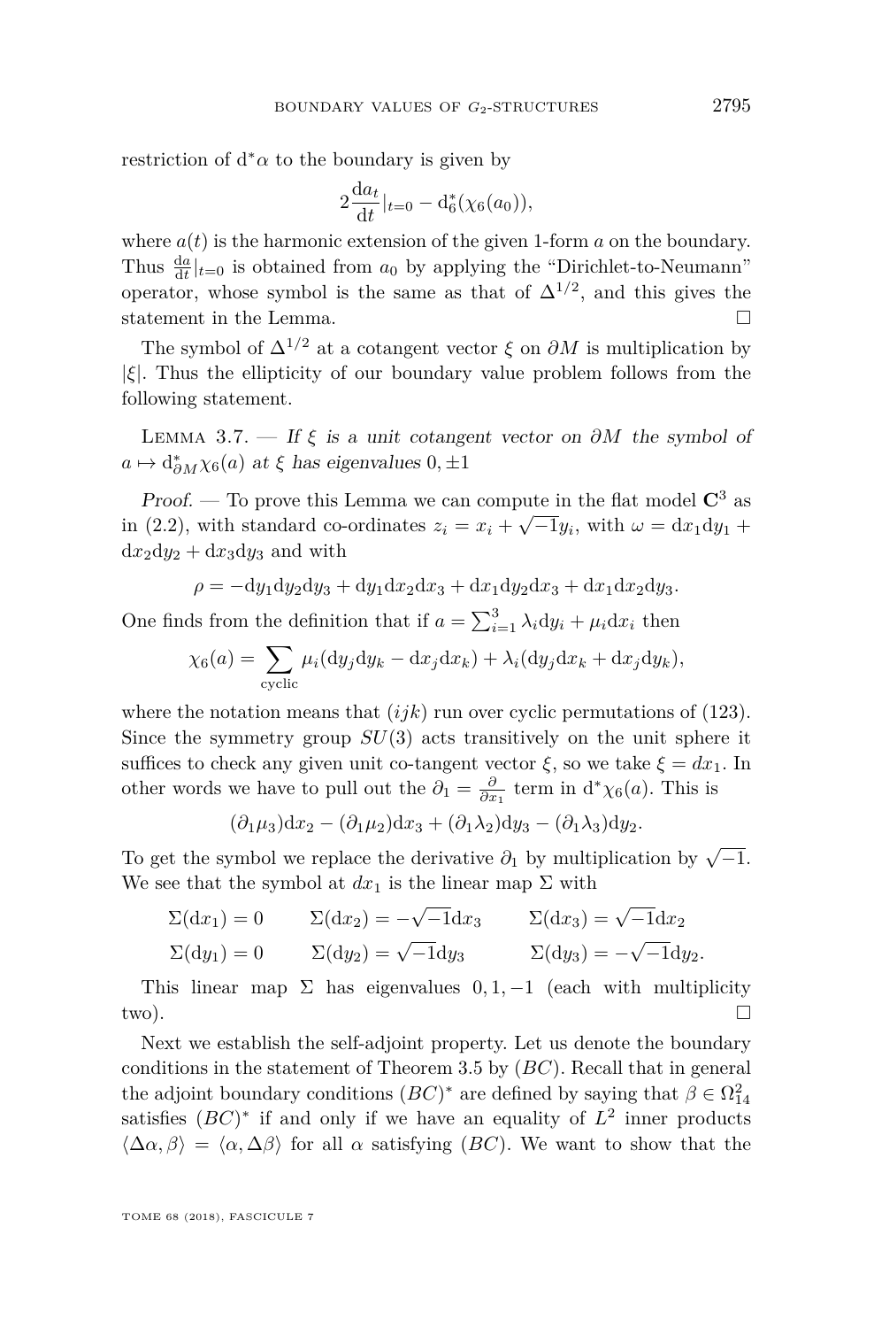restriction of $\mathrm{d}^*\alpha$ to the boundary is given by

$$2\frac{\mathrm{d}a_t}{\mathrm{d}t}|_{t=0} - \mathrm{d}_6^*(\chi_6(a_0)),$$

where $a(t)$ is the harmonic extension of the given 1-form $a$ on the boundary. Thus $\frac{\mathrm{d}a}{\mathrm{d}t}|_{t=0}$ is obtained from $a_0$ by applying the "Dirichlet-to-Neumann" operator, whose symbol is the same as that of $\Delta^{1/2}$, and this gives the statement in the Lemma. □

The symbol of $\Delta^{1/2}$ at a cotangent vector $\xi$ on $\partial M$ is multiplication by $|\xi|$. Thus the ellipticity of our boundary value problem follows from the following statement.

Lemma 3.7. — *If $\xi$ is a unit cotangent vector on $\partial M$ the symbol of $a \mapsto \mathrm{d}^*_{\partial M}\chi_6(a)$ at $\xi$ has eigenvalues $0, \pm 1$*

*Proof.* — To prove this Lemma we can compute in the flat model $\mathbf{C}^3$ as in (2.2), with standard co-ordinates $z_i = x_i + \sqrt{-1}y_i$, with $\omega = \mathrm{d}x_1\mathrm{d}y_1 + \mathrm{d}x_2\mathrm{d}y_2 + \mathrm{d}x_3\mathrm{d}y_3$ and with

$$\rho = -\mathrm{d}y_1\mathrm{d}y_2\mathrm{d}y_3 + \mathrm{d}y_1\mathrm{d}x_2\mathrm{d}x_3 + \mathrm{d}x_1\mathrm{d}y_2\mathrm{d}x_3 + \mathrm{d}x_1\mathrm{d}x_2\mathrm{d}y_3.$$

One finds from the definition that if $a = \sum_{i=1}^3 \lambda_i \mathrm{d}y_i + \mu_i \mathrm{d}x_i$ then

$$\chi_6(a) = \sum_{\text{cyclic}} \mu_i(\mathrm{d}y_j\mathrm{d}y_k - \mathrm{d}x_j\mathrm{d}x_k) + \lambda_i(\mathrm{d}y_j\mathrm{d}x_k + \mathrm{d}x_j\mathrm{d}y_k),$$

where the notation means that $(ijk)$ run over cyclic permutations of (123). Since the symmetry group $SU(3)$ acts transitively on the unit sphere it suffices to check any given unit co-tangent vector $\xi$, so we take $\xi = dx_1$. In other words we have to pull out the $\partial_1 = \frac{\partial}{\partial x_1}$ term in $\mathrm{d}^*\chi_6(a)$. This is

$$(\partial_1\mu_3)\mathrm{d}x_2 - (\partial_1\mu_2)\mathrm{d}x_3 + (\partial_1\lambda_2)\mathrm{d}y_3 - (\partial_1\lambda_3)\mathrm{d}y_2.$$

To get the symbol we replace the derivative $\partial_1$ by multiplication by $\sqrt{-1}$. We see that the symbol at $dx_1$ is the linear map $\Sigma$ with

$$\Sigma(\mathrm{d}x_1) = 0 \qquad \Sigma(\mathrm{d}x_2) = -\sqrt{-1}\mathrm{d}x_3 \qquad \Sigma(\mathrm{d}x_3) = \sqrt{-1}\mathrm{d}x_2$$
$$\Sigma(\mathrm{d}y_1) = 0 \qquad \Sigma(\mathrm{d}y_2) = \sqrt{-1}\mathrm{d}y_3 \qquad \Sigma(\mathrm{d}y_3) = -\sqrt{-1}\mathrm{d}y_2.$$

This linear map $\Sigma$ has eigenvalues $0, 1, -1$ (each with multiplicity two). □

Next we establish the self-adjoint property. Let us denote the boundary conditions in the statement of Theorem 3.5 by $(BC)$. Recall that in general the adjoint boundary conditions $(BC)^*$ are defined by saying that $\beta \in \Omega^2_{14}$ satisfies $(BC)^*$ if and only if we have an equality of $L^2$ inner products $\langle \Delta\alpha, \beta\rangle = \langle \alpha, \Delta\beta\rangle$ for all $\alpha$ satisfying $(BC)$. We want to show that the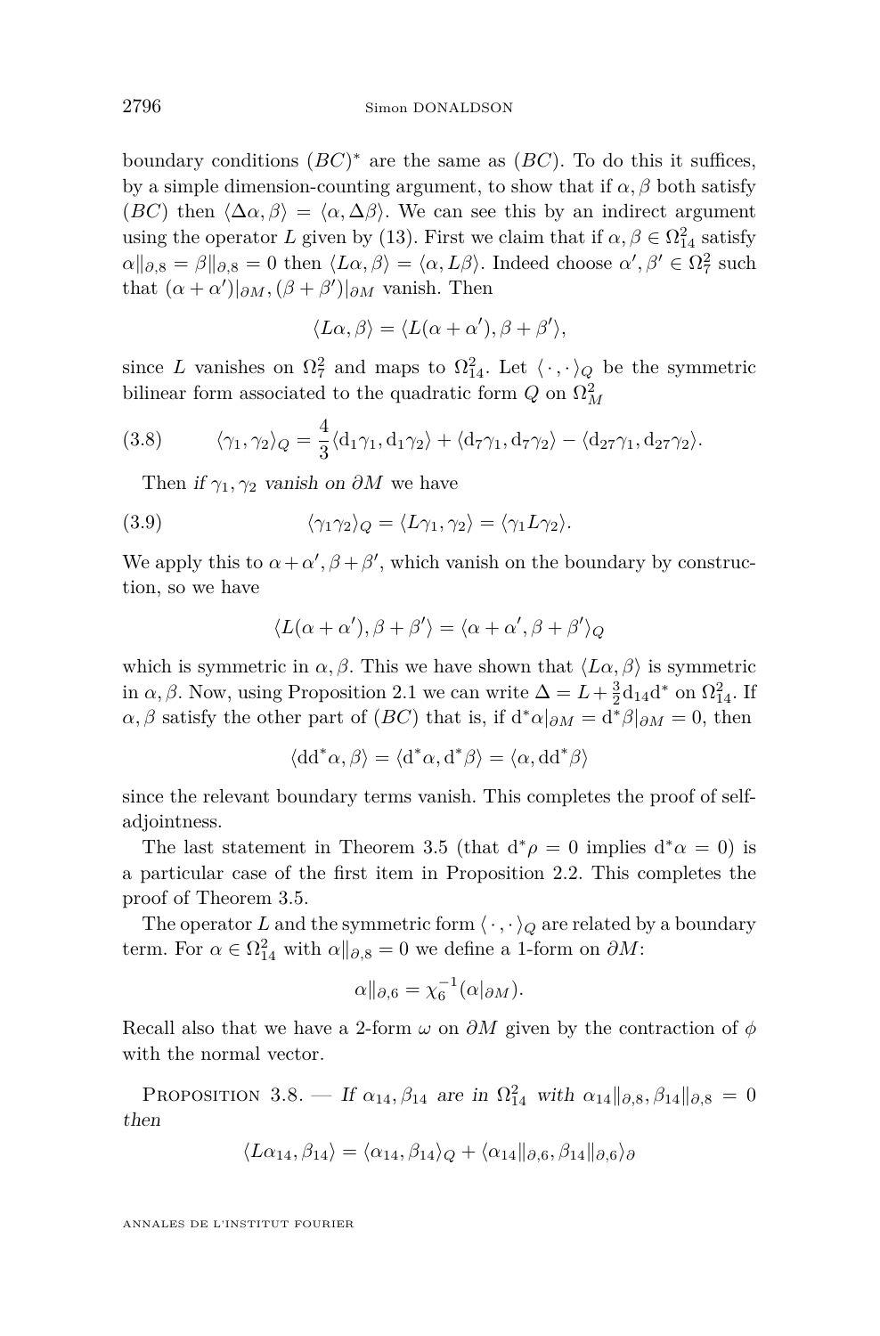boundary conditions $(BC)^*$ are the same as $(BC)$. To do this it suffices, by a simple dimension-counting argument, to show that if $\alpha, \beta$ both satisfy $(BC)$ then $\langle \Delta\alpha, \beta\rangle = \langle \alpha, \Delta\beta\rangle$. We can see this by an indirect argument using the operator $L$ given by (13). First we claim that if $\alpha, \beta \in \Omega^2_{14}$ satisfy $\alpha\|_{\partial,8} = \beta\|_{\partial,8} = 0$ then $\langle L\alpha, \beta\rangle = \langle \alpha, L\beta\rangle$. Indeed choose $\alpha', \beta' \in \Omega^2_7$ such that $(\alpha+\alpha')|_{\partial M}, (\beta+\beta')|_{\partial M}$ vanish. Then

$$\langle L\alpha, \beta\rangle = \langle L(\alpha+\alpha'), \beta+\beta'\rangle,$$

since $L$ vanishes on $\Omega^2_7$ and maps to $\Omega^2_{14}$. Let $\langle\,\cdot\,,\cdot\,\rangle_Q$ be the symmetric bilinear form associated to the quadratic form $Q$ on $\Omega^2_M$

$$\langle \gamma_1, \gamma_2\rangle_Q = \frac{4}{3}\langle \mathrm{d}_1\gamma_1, \mathrm{d}_1\gamma_2\rangle + \langle \mathrm{d}_7\gamma_1, \mathrm{d}_7\gamma_2\rangle - \langle \mathrm{d}_{27}\gamma_1, \mathrm{d}_{27}\gamma_2\rangle. \tag{3.8}$$

Then *if $\gamma_1, \gamma_2$ vanish on $\partial M$* we have

$$\langle \gamma_1 \gamma_2\rangle_Q = \langle L\gamma_1, \gamma_2\rangle = \langle \gamma_1 L\gamma_2\rangle. \tag{3.9}$$

We apply this to $\alpha+\alpha', \beta+\beta'$, which vanish on the boundary by construction, so we have

$$\langle L(\alpha+\alpha'), \beta+\beta'\rangle = \langle \alpha+\alpha', \beta+\beta'\rangle_Q$$

which is symmetric in $\alpha, \beta$. This we have shown that $\langle L\alpha, \beta\rangle$ is symmetric in $\alpha, \beta$. Now, using Proposition 2.1 we can write $\Delta = L + \frac{3}{2}\mathrm{d}_{14}\mathrm{d}^*$ on $\Omega^2_{14}$. If $\alpha, \beta$ satisfy the other part of $(BC)$ that is, if $\mathrm{d}^*\alpha|_{\partial M} = \mathrm{d}^*\beta|_{\partial M} = 0$, then

$$\langle \mathrm{d}\mathrm{d}^*\alpha, \beta\rangle = \langle \mathrm{d}^*\alpha, \mathrm{d}^*\beta\rangle = \langle \alpha, \mathrm{d}\mathrm{d}^*\beta\rangle$$

since the relevant boundary terms vanish. This completes the proof of self-adjointness.

The last statement in Theorem 3.5 (that $\mathrm{d}^*\rho = 0$ implies $\mathrm{d}^*\alpha = 0$) is a particular case of the first item in Proposition 2.2. This completes the proof of Theorem 3.5.

The operator $L$ and the symmetric form $\langle\,\cdot\,,\cdot\,\rangle_Q$ are related by a boundary term. For $\alpha \in \Omega^2_{14}$ with $\alpha\|_{\partial,8} = 0$ we define a 1-form on $\partial M$:

$$\alpha\|_{\partial,6} = \chi_6^{-1}(\alpha|_{\partial M}).$$

Recall also that we have a 2-form $\omega$ on $\partial M$ given by the contraction of $\phi$ with the normal vector.

Proposition 3.8. — *If $\alpha_{14}, \beta_{14}$ are in $\Omega^2_{14}$ with $\alpha_{14}\|_{\partial,8}, \beta_{14}\|_{\partial,8} = 0$ then*

$$\langle L\alpha_{14}, \beta_{14}\rangle = \langle \alpha_{14}, \beta_{14}\rangle_Q + \langle \alpha_{14}\|_{\partial,6}, \beta_{14}\|_{\partial,6}\rangle_\partial$$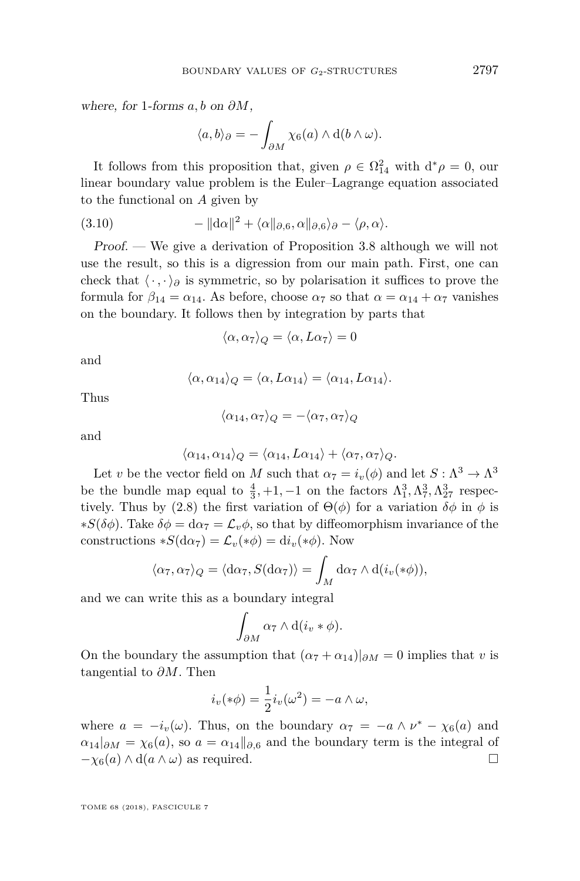where, for 1-forms $a, b$ on $\partial M$,

$$\langle a, b\rangle_\partial = -\int_{\partial M} \chi_6(a) \wedge \mathrm{d}(b \wedge \omega).$$

It follows from this proposition that, given $\rho \in \Omega^2_{14}$ with $\mathrm{d}^*\rho = 0$, our linear boundary value problem is the Euler–Lagrange equation associated to the functional on $A$ given by

$$-\|\mathrm{d}\alpha\|^2 + \langle \alpha\|_{\partial,6}, \alpha\|_{\partial,6}\rangle_\partial - \langle \rho, \alpha\rangle. \tag{3.10}$$

*Proof.* — We give a derivation of Proposition 3.8 although we will not use the result, so this is a digression from our main path. First, one can check that $\langle\cdot,\cdot\rangle_\partial$ is symmetric, so by polarisation it suffices to prove the formula for $\beta_{14} = \alpha_{14}$. As before, choose $\alpha_7$ so that $\alpha = \alpha_{14} + \alpha_7$ vanishes on the boundary. It follows then by integration by parts that

$$\langle \alpha, \alpha_7\rangle_Q = \langle \alpha, L\alpha_7\rangle = 0$$

and

$$\langle \alpha, \alpha_{14}\rangle_Q = \langle \alpha, L\alpha_{14}\rangle = \langle \alpha_{14}, L\alpha_{14}\rangle.$$

Thus

$$\langle \alpha_{14}, \alpha_7\rangle_Q = -\langle \alpha_7, \alpha_7\rangle_Q$$

and

$$\langle \alpha_{14}, \alpha_{14}\rangle_Q = \langle \alpha_{14}, L\alpha_{14}\rangle + \langle \alpha_7, \alpha_7\rangle_Q.$$

Let $v$ be the vector field on $M$ such that $\alpha_7 = i_v(\phi)$ and let $S : \Lambda^3 \to \Lambda^3$ be the bundle map equal to $\frac{4}{3}, +1, -1$ on the factors $\Lambda^3_1, \Lambda^3_7, \Lambda^3_{27}$ respectively. Thus by (2.8) the first variation of $\Theta(\phi)$ for a variation $\delta\phi$ in $\phi$ is $*S(\delta\phi)$. Take $\delta\phi = \mathrm{d}\alpha_7 = \mathcal{L}_v\phi$, so that by diffeomorphism invariance of the constructions $*S(\mathrm{d}\alpha_7) = \mathcal{L}_v(*\phi) = \mathrm{d}i_v(*\phi)$. Now

$$\langle \alpha_7, \alpha_7\rangle_Q = \langle \mathrm{d}\alpha_7, S(\mathrm{d}\alpha_7)\rangle = \int_M \mathrm{d}\alpha_7 \wedge \mathrm{d}(i_v(*\phi)),$$

and we can write this as a boundary integral

$$\int_{\partial M} \alpha_7 \wedge \mathrm{d}(i_v * \phi).$$

On the boundary the assumption that $(\alpha_7 + \alpha_{14})|_{\partial M} = 0$ implies that $v$ is tangential to $\partial M$. Then

$$i_v(*\phi) = \frac{1}{2} i_v(\omega^2) = -a \wedge \omega,$$

where $a = -i_v(\omega)$. Thus, on the boundary $\alpha_7 = -a \wedge \nu^* - \chi_6(a)$ and $\alpha_{14}|_{\partial M} = \chi_6(a)$, so $a = \alpha_{14}\|_{\partial,6}$ and the boundary term is the integral of $-\chi_6(a) \wedge \mathrm{d}(a \wedge \omega)$ as required. $\square$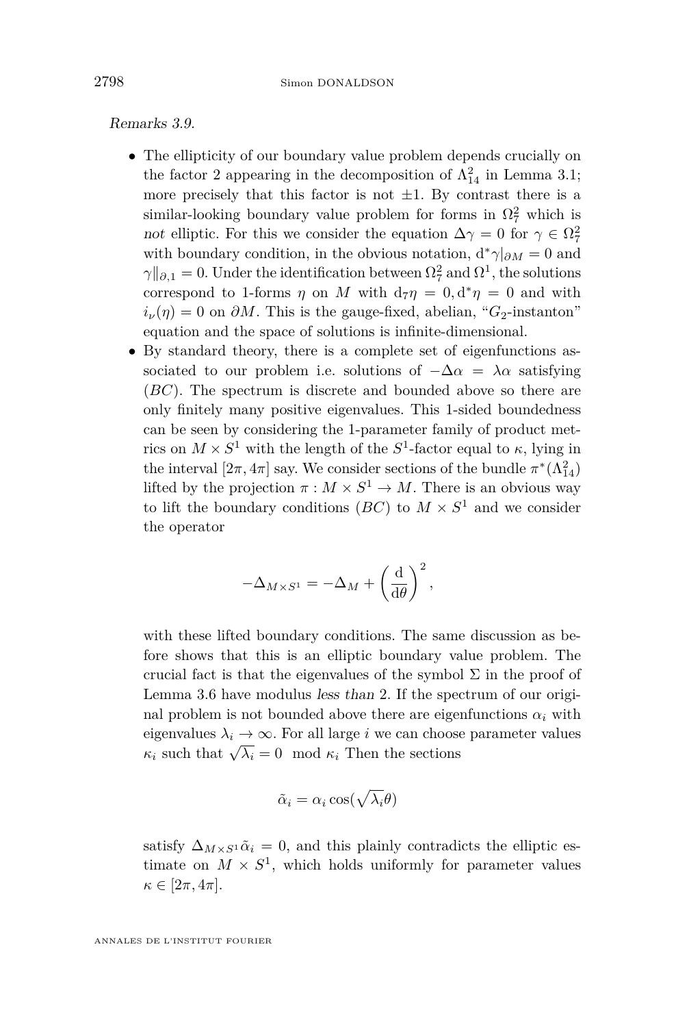*Remarks 3.9.*

- The ellipticity of our boundary value problem depends crucially on the factor 2 appearing in the decomposition of $\Lambda^2_{14}$ in Lemma 3.1; more precisely that this factor is not $\pm 1$. By contrast there is a similar-looking boundary value problem for forms in $\Omega^2_7$ which is *not* elliptic. For this we consider the equation $\Delta\gamma = 0$ for $\gamma \in \Omega^2_7$ with boundary condition, in the obvious notation, $\mathrm{d}^*\gamma|_{\partial M} = 0$ and $\gamma\|_{\partial,1} = 0$. Under the identification between $\Omega^2_7$ and $\Omega^1$, the solutions correspond to 1-forms $\eta$ on $M$ with $\mathrm{d}_7\eta = 0, \mathrm{d}^*\eta = 0$ and with $i_\nu(\eta) = 0$ on $\partial M$. This is the gauge-fixed, abelian, "$G_2$-instanton" equation and the space of solutions is infinite-dimensional.
- By standard theory, there is a complete set of eigenfunctions associated to our problem i.e. solutions of $-\Delta\alpha = \lambda\alpha$ satisfying ($BC$). The spectrum is discrete and bounded above so there are only finitely many positive eigenvalues. This 1-sided boundedness can be seen by considering the 1-parameter family of product metrics on $M \times S^1$ with the length of the $S^1$-factor equal to $\kappa$, lying in the interval $[2\pi, 4\pi]$ say. We consider sections of the bundle $\pi^*(\Lambda^2_{14})$ lifted by the projection $\pi : M \times S^1 \to M$. There is an obvious way to lift the boundary conditions ($BC$) to $M \times S^1$ and we consider the operator

$$-\Delta_{M\times S^1} = -\Delta_M + \left(\frac{\mathrm{d}}{\mathrm{d}\theta}\right)^2,$$

with these lifted boundary conditions. The same discussion as before shows that this is an elliptic boundary value problem. The crucial fact is that the eigenvalues of the symbol $\Sigma$ in the proof of Lemma 3.6 have modulus *less than* 2. If the spectrum of our original problem is not bounded above there are eigenfunctions $\alpha_i$ with eigenvalues $\lambda_i \to \infty$. For all large $i$ we can choose parameter values $\kappa_i$ such that $\sqrt{\lambda_i} = 0 \mod \kappa_i$ Then the sections

$$\tilde{\alpha}_i = \alpha_i \cos(\sqrt{\lambda_i}\theta)$$

satisfy $\Delta_{M\times S^1}\tilde{\alpha}_i = 0$, and this plainly contradicts the elliptic estimate on $M \times S^1$, which holds uniformly for parameter values $\kappa \in [2\pi, 4\pi]$.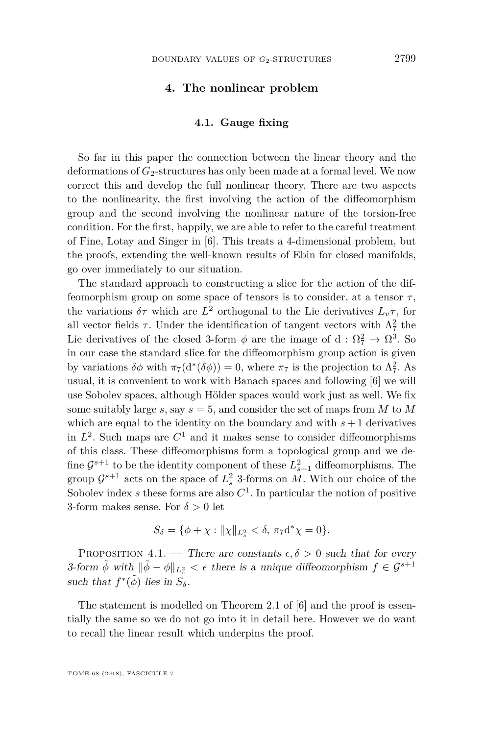## 4. The nonlinear problem

### 4.1. Gauge fixing

So far in this paper the connection between the linear theory and the deformations of $G_2$-structures has only been made at a formal level. We now correct this and develop the full nonlinear theory. There are two aspects to the nonlinearity, the first involving the action of the diffeomorphism group and the second involving the nonlinear nature of the torsion-free condition. For the first, happily, we are able to refer to the careful treatment of Fine, Lotay and Singer in [6]. This treats a 4-dimensional problem, but the proofs, extending the well-known results of Ebin for closed manifolds, go over immediately to our situation.

The standard approach to constructing a slice for the action of the diffeomorphism group on some space of tensors is to consider, at a tensor $\tau$, the variations $\delta\tau$ which are $L^2$ orthogonal to the Lie derivatives $L_v\tau$, for all vector fields $\tau$. Under the identification of tangent vectors with $\Lambda^2_7$ the Lie derivatives of the closed 3-form $\phi$ are the image of $\mathrm{d} : \Omega^2_7 \to \Omega^3$. So in our case the standard slice for the diffeomorphism group action is given by variations $\delta\phi$ with $\pi_7(\mathrm{d}^*(\delta\phi)) = 0$, where $\pi_7$ is the projection to $\Lambda^2_7$. As usual, it is convenient to work with Banach spaces and following [6] we will use Sobolev spaces, although Hölder spaces would work just as well. We fix some suitably large $s$, say $s = 5$, and consider the set of maps from $M$ to $M$ which are equal to the identity on the boundary and with $s+1$ derivatives in $L^2$. Such maps are $C^1$ and it makes sense to consider diffeomorphisms of this class. These diffeomorphisms form a topological group and we define $\mathcal{G}^{s+1}$ to be the identity component of these $L^2_{s+1}$ diffeomorphisms. The group $\mathcal{G}^{s+1}$ acts on the space of $L^2_s$ 3-forms on $M$. With our choice of the Sobolev index $s$ these forms are also $C^1$. In particular the notion of positive 3-form makes sense. For $\delta > 0$ let

$$S_\delta = \{\phi + \chi : \|\chi\|_{L^2_s} < \delta,\ \pi_7\mathrm{d}^*\chi = 0\}.$$

Proposition 4.1. — *There are constants $\epsilon, \delta > 0$ such that for every 3-form $\tilde{\phi}$ with $\|\tilde{\phi} - \phi\|_{L^2_s} < \epsilon$ there is a unique diffeomorphism $f \in \mathcal{G}^{s+1}$ such that $f^*(\tilde{\phi})$ lies in $S_\delta$.*

The statement is modelled on Theorem 2.1 of [6] and the proof is essentially the same so we do not go into it in detail here. However we do want to recall the linear result which underpins the proof.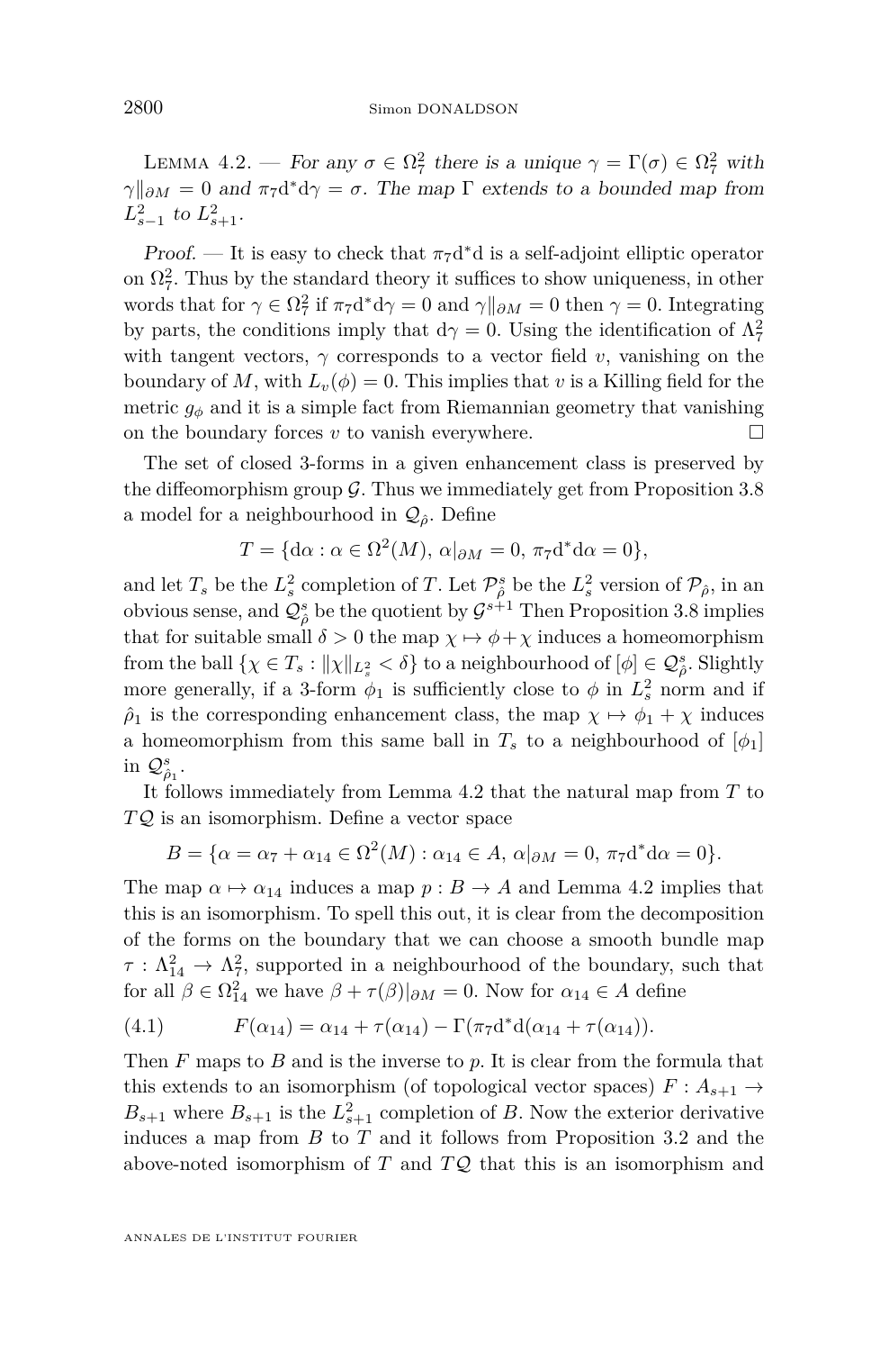Lemma 4.2. — *For any $\sigma \in \Omega^2_7$ there is a unique $\gamma = \Gamma(\sigma) \in \Omega^2_7$ with $\gamma\|_{\partial M} = 0$ and $\pi_7 \mathrm{d}^*\mathrm{d}\gamma = \sigma$. The map $\Gamma$ extends to a bounded map from $L^2_{s-1}$ to $L^2_{s+1}$.*

*Proof.* — It is easy to check that $\pi_7\mathrm{d}^*\mathrm{d}$ is a self-adjoint elliptic operator on $\Omega^2_7$. Thus by the standard theory it suffices to show uniqueness, in other words that for $\gamma \in \Omega^2_7$ if $\pi_7\mathrm{d}^*\mathrm{d}\gamma = 0$ and $\gamma\|_{\partial M} = 0$ then $\gamma = 0$. Integrating by parts, the conditions imply that $\mathrm{d}\gamma = 0$. Using the identification of $\Lambda^2_7$ with tangent vectors, $\gamma$ corresponds to a vector field $v$, vanishing on the boundary of $M$, with $L_v(\phi) = 0$. This implies that $v$ is a Killing field for the metric $g_\phi$ and it is a simple fact from Riemannian geometry that vanishing on the boundary forces $v$ to vanish everywhere. □

The set of closed 3-forms in a given enhancement class is preserved by the diffeomorphism group $\mathcal{G}$. Thus we immediately get from Proposition 3.8 a model for a neighbourhood in $\mathcal{Q}_{\hat{\rho}}$. Define

$$T = \{\mathrm{d}\alpha : \alpha \in \Omega^2(M),\, \alpha|_{\partial M} = 0,\, \pi_7\mathrm{d}^*\mathrm{d}\alpha = 0\},$$

and let $T_s$ be the $L^2_s$ completion of $T$. Let $\mathcal{P}^s_{\hat{\rho}}$ be the $L^2_s$ version of $\mathcal{P}_{\hat{\rho}}$, in an obvious sense, and $\mathcal{Q}^s_{\hat{\rho}}$ be the quotient by $\mathcal{G}^{s+1}$ Then Proposition 3.8 implies that for suitable small $\delta > 0$ the map $\chi \mapsto \phi + \chi$ induces a homeomorphism from the ball $\{\chi \in T_s : \|\chi\|_{L^2_s} < \delta\}$ to a neighbourhood of $[\phi] \in \mathcal{Q}^s_{\hat{\rho}}$. Slightly more generally, if a 3-form $\phi_1$ is sufficiently close to $\phi$ in $L^2_s$ norm and if $\hat{\rho}_1$ is the corresponding enhancement class, the map $\chi \mapsto \phi_1 + \chi$ induces a homeomorphism from this same ball in $T_s$ to a neighbourhood of $[\phi_1]$ in $\mathcal{Q}^s_{\hat{\rho}_1}$.

It follows immediately from Lemma 4.2 that the natural map from $T$ to $T\mathcal{Q}$ is an isomorphism. Define a vector space

$$B = \{\alpha = \alpha_7 + \alpha_{14} \in \Omega^2(M) : \alpha_{14} \in A,\, \alpha|_{\partial M} = 0,\, \pi_7\mathrm{d}^*\mathrm{d}\alpha = 0\}.$$

The map $\alpha \mapsto \alpha_{14}$ induces a map $p : B \to A$ and Lemma 4.2 implies that this is an isomorphism. To spell this out, it is clear from the decomposition of the forms on the boundary that we can choose a smooth bundle map $\tau : \Lambda^2_{14} \to \Lambda^2_7$, supported in a neighbourhood of the boundary, such that for all $\beta \in \Omega^2_{14}$ we have $\beta + \tau(\beta)|_{\partial M} = 0$. Now for $\alpha_{14} \in A$ define

$$F(\alpha_{14}) = \alpha_{14} + \tau(\alpha_{14}) - \Gamma(\pi_7\mathrm{d}^*\mathrm{d}(\alpha_{14} + \tau(\alpha_{14}))). \tag{4.1}$$

Then $F$ maps to $B$ and is the inverse to $p$. It is clear from the formula that this extends to an isomorphism (of topological vector spaces) $F : A_{s+1} \to B_{s+1}$ where $B_{s+1}$ is the $L^2_{s+1}$ completion of $B$. Now the exterior derivative induces a map from $B$ to $T$ and it follows from Proposition 3.2 and the above-noted isomorphism of $T$ and $T\mathcal{Q}$ that this is an isomorphism and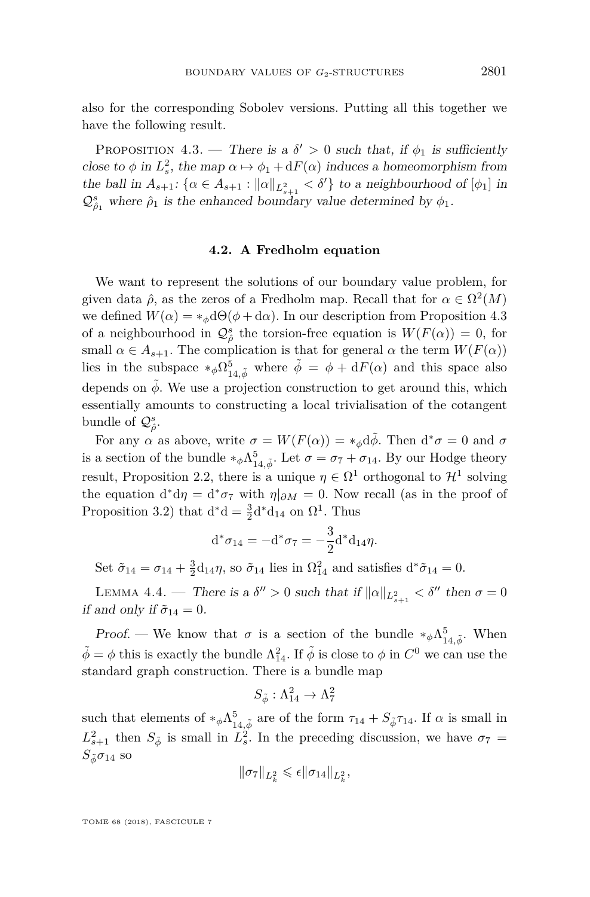also for the corresponding Sobolev versions. Putting all this together we have the following result.

Proposition 4.3. — *There is a $\delta' > 0$ such that, if $\phi_1$ is sufficiently close to $\phi$ in $L^2_s$, the map $\alpha \mapsto \phi_1 + \mathrm{d}F(\alpha)$ induces a homeomorphism from the ball in $A_{s+1}$: $\{\alpha \in A_{s+1} : \|\alpha\|_{L^2_{s+1}} < \delta'\}$ to a neighbourhood of $[\phi_1]$ in $\mathcal{Q}^s_{\hat{\rho}_1}$ where $\hat{\rho}_1$ is the enhanced boundary value determined by $\phi_1$.*

### 4.2. A Fredholm equation

We want to represent the solutions of our boundary value problem, for given data $\hat{\rho}$, as the zeros of a Fredholm map. Recall that for $\alpha \in \Omega^2(M)$ we defined $W(\alpha) = *_\phi \mathrm{d}\Theta(\phi + \mathrm{d}\alpha)$. In our description from Proposition 4.3 of a neighbourhood in $\mathcal{Q}^s_{\hat{\rho}}$ the torsion-free equation is $W(F(\alpha)) = 0$, for small $\alpha \in A_{s+1}$. The complication is that for general $\alpha$ the term $W(F(\alpha))$ lies in the subspace $*_\phi \Omega^5_{14,\tilde{\phi}}$ where $\tilde{\phi} = \phi + \mathrm{d}F(\alpha)$ and this space also depends on $\tilde{\phi}$. We use a projection construction to get around this, which essentially amounts to constructing a local trivialisation of the cotangent bundle of $\mathcal{Q}^s_{\hat{\rho}}$.

For any $\alpha$ as above, write $\sigma = W(F(\alpha)) = *_\phi \mathrm{d}\tilde{\phi}$. Then $\mathrm{d}^*\sigma = 0$ and $\sigma$ is a section of the bundle $*_\phi \Lambda^5_{14,\tilde{\phi}}$. Let $\sigma = \sigma_7 + \sigma_{14}$. By our Hodge theory result, Proposition 2.2, there is a unique $\eta \in \Omega^1$ orthogonal to $\mathcal{H}^1$ solving the equation $\mathrm{d}^*\mathrm{d}\eta = \mathrm{d}^*\sigma_7$ with $\eta|_{\partial M} = 0$. Now recall (as in the proof of Proposition 3.2) that $\mathrm{d}^*\mathrm{d} = \frac{3}{2}\mathrm{d}^*\mathrm{d}_{14}$ on $\Omega^1$. Thus

$$\mathrm{d}^*\sigma_{14} = -\mathrm{d}^*\sigma_7 = -\frac{3}{2}\mathrm{d}^*\mathrm{d}_{14}\eta.$$

Set $\tilde{\sigma}_{14} = \sigma_{14} + \frac{3}{2}\mathrm{d}_{14}\eta$, so $\tilde{\sigma}_{14}$ lies in $\Omega^2_{14}$ and satisfies $\mathrm{d}^*\tilde{\sigma}_{14} = 0$.

Lemma 4.4. — *There is a $\delta'' > 0$ such that if $\|\alpha\|_{L^2_{s+1}} < \delta''$ then $\sigma = 0$ if and only if $\tilde{\sigma}_{14} = 0$.*

*Proof.* — We know that $\sigma$ is a section of the bundle $*_\phi \Lambda^5_{14,\tilde{\phi}}$. When $\tilde{\phi} = \phi$ this is exactly the bundle $\Lambda^2_{14}$. If $\tilde{\phi}$ is close to $\phi$ in $C^0$ we can use the standard graph construction. There is a bundle map

$$S_{\tilde{\phi}} : \Lambda^2_{14} \to \Lambda^2_7$$

such that elements of $*_\phi \Lambda^5_{14,\tilde{\phi}}$ are of the form $\tau_{14} + S_{\tilde{\phi}}\tau_{14}$. If $\alpha$ is small in $L^2_{s+1}$ then $S_{\tilde{\phi}}$ is small in $L^2_s$. In the preceding discussion, we have $\sigma_7 = S_{\tilde{\phi}}\sigma_{14}$ so

$$\|\sigma_7\|_{L^2_k} \leqslant \epsilon \|\sigma_{14}\|_{L^2_k},$$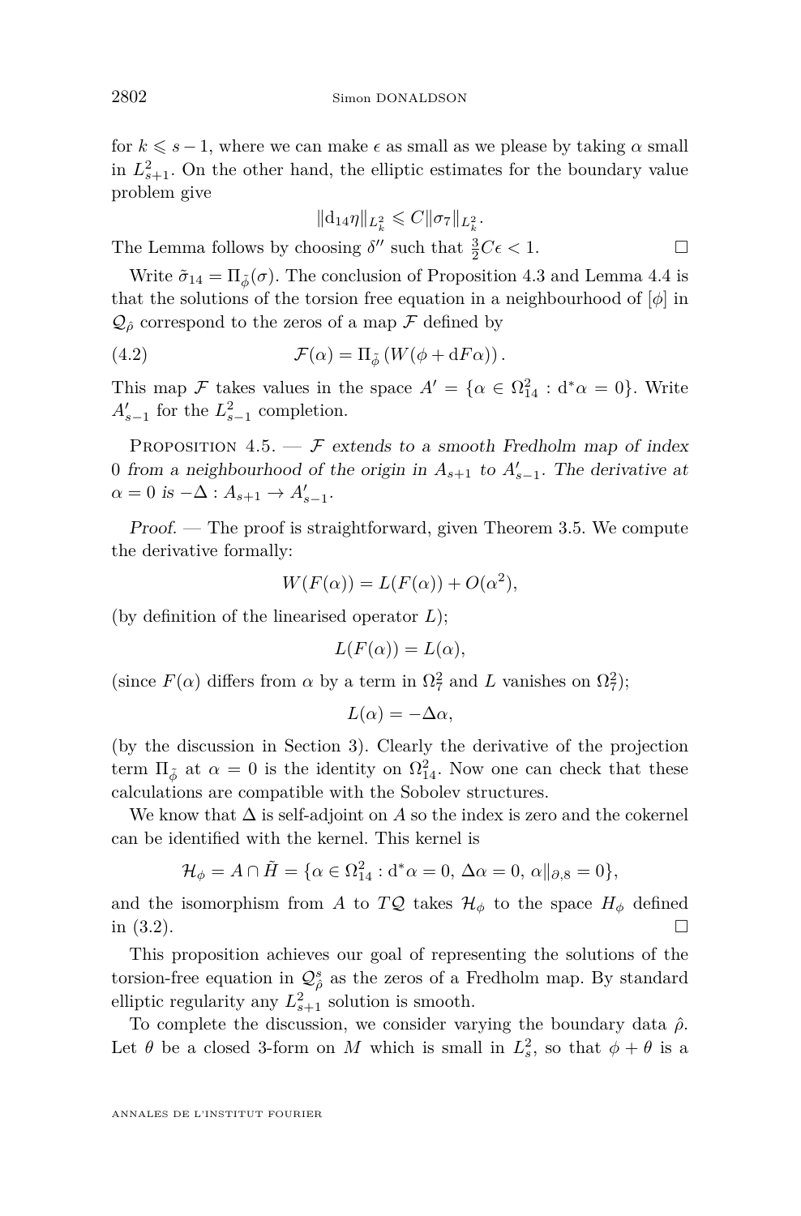for $k \leqslant s-1$, where we can make $\epsilon$ as small as we please by taking $\alpha$ small in $L^2_{s+1}$. On the other hand, the elliptic estimates for the boundary value problem give

$$\|\mathrm{d}_{14}\eta\|_{L^2_k} \leqslant C\|\sigma_7\|_{L^2_k}.$$

The Lemma follows by choosing $\delta''$ such that $\frac{3}{2}C\epsilon < 1$. □

Write $\tilde{\sigma}_{14} = \Pi_{\tilde{\phi}}(\sigma)$. The conclusion of Proposition 4.3 and Lemma 4.4 is that the solutions of the torsion free equation in a neighbourhood of $[\phi]$ in $\mathcal{Q}_{\hat{\rho}}$ correspond to the zeros of a map $\mathcal{F}$ defined by

$$\mathcal{F}(\alpha) = \Pi_{\tilde{\phi}}\left(W(\phi + \mathrm{d}F\alpha)\right). \tag{4.2}$$

This map $\mathcal{F}$ takes values in the space $A' = \{\alpha \in \Omega^2_{14} : \mathrm{d}^*\alpha = 0\}$. Write $A'_{s-1}$ for the $L^2_{s-1}$ completion.

Proposition 4.5. — *$\mathcal{F}$ extends to a smooth Fredholm map of index 0 from a neighbourhood of the origin in $A_{s+1}$ to $A'_{s-1}$. The derivative at $\alpha = 0$ is $-\Delta : A_{s+1} \to A'_{s-1}$.*

*Proof.* — The proof is straightforward, given Theorem 3.5. We compute the derivative formally:

$$W(F(\alpha)) = L(F(\alpha)) + O(\alpha^2),$$

(by definition of the linearised operator $L$);

$$L(F(\alpha)) = L(\alpha),$$

(since $F(\alpha)$ differs from $\alpha$ by a term in $\Omega^2_7$ and $L$ vanishes on $\Omega^2_7$);

$$L(\alpha) = -\Delta\alpha,$$

(by the discussion in Section 3). Clearly the derivative of the projection term $\Pi_{\tilde{\phi}}$ at $\alpha = 0$ is the identity on $\Omega^2_{14}$. Now one can check that these calculations are compatible with the Sobolev structures.

We know that $\Delta$ is self-adjoint on $A$ so the index is zero and the cokernel can be identified with the kernel. This kernel is

$$\mathcal{H}_\phi = A \cap \tilde{H} = \{\alpha \in \Omega^2_{14} : \mathrm{d}^*\alpha = 0,\, \Delta\alpha = 0,\, \alpha\|_{\partial,8} = 0\},$$

and the isomorphism from $A$ to $T\mathcal{Q}$ takes $\mathcal{H}_\phi$ to the space $H_\phi$ defined in (3.2). □

This proposition achieves our goal of representing the solutions of the torsion-free equation in $\mathcal{Q}^s_{\hat{\rho}}$ as the zeros of a Fredholm map. By standard elliptic regularity any $L^2_{s+1}$ solution is smooth.

To complete the discussion, we consider varying the boundary data $\hat{\rho}$. Let $\theta$ be a closed 3-form on $M$ which is small in $L^2_s$, so that $\phi + \theta$ is a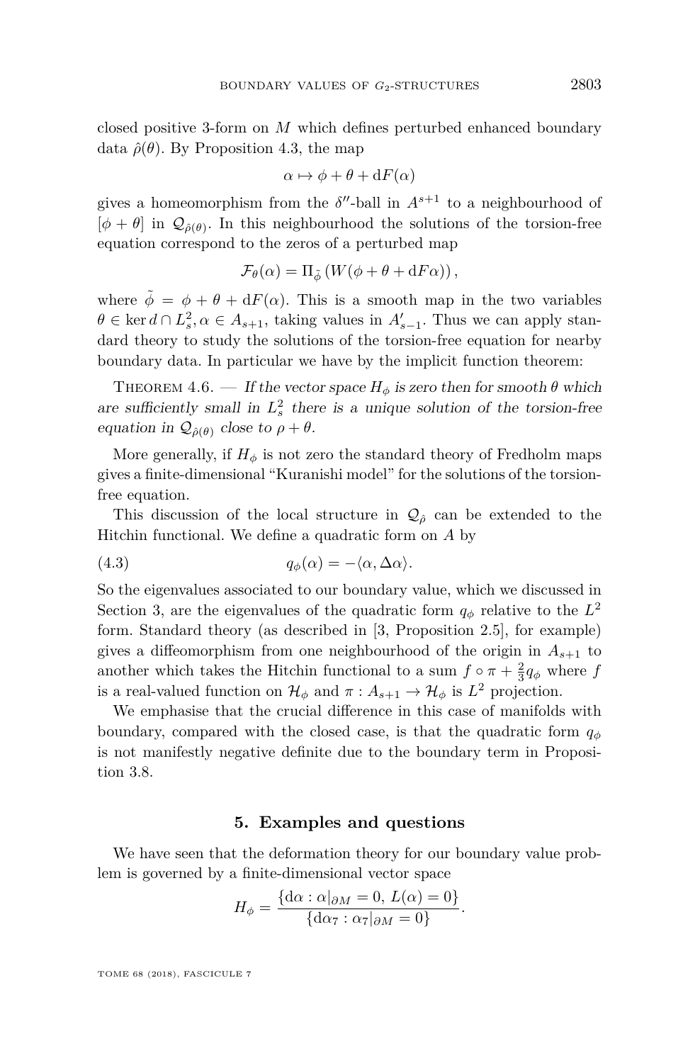closed positive 3-form on $M$ which defines perturbed enhanced boundary data $\hat{\rho}(\theta)$. By Proposition 4.3, the map

$$\alpha \mapsto \phi + \theta + \mathrm{d}F(\alpha)$$

gives a homeomorphism from the $\delta''$-ball in $A^{s+1}$ to a neighbourhood of $[\phi + \theta]$ in $\mathcal{Q}_{\hat{\rho}(\theta)}$. In this neighbourhood the solutions of the torsion-free equation correspond to the zeros of a perturbed map

$$\mathcal{F}_\theta(\alpha) = \Pi_{\tilde{\phi}}\left(W(\phi + \theta + \mathrm{d}F\alpha)\right),$$

where $\tilde{\phi} = \phi + \theta + \mathrm{d}F(\alpha)$. This is a smooth map in the two variables $\theta \in \ker d \cap L^2_s, \alpha \in A_{s+1}$, taking values in $A'_{s-1}$. Thus we can apply standard theory to study the solutions of the torsion-free equation for nearby boundary data. In particular we have by the implicit function theorem:

Theorem 4.6. — *If the vector space $H_\phi$ is zero then for smooth $\theta$ which are sufficiently small in $L^2_s$ there is a unique solution of the torsion-free equation in $\mathcal{Q}_{\hat{\rho}(\theta)}$ close to $\rho + \theta$.*

More generally, if $H_\phi$ is not zero the standard theory of Fredholm maps gives a finite-dimensional "Kuranishi model" for the solutions of the torsion-free equation.

This discussion of the local structure in $\mathcal{Q}_{\hat{\rho}}$ can be extended to the Hitchin functional. We define a quadratic form on $A$ by

$$q_\phi(\alpha) = -\langle \alpha, \Delta\alpha\rangle. \tag{4.3}$$

So the eigenvalues associated to our boundary value, which we discussed in Section 3, are the eigenvalues of the quadratic form $q_\phi$ relative to the $L^2$ form. Standard theory (as described in [3, Proposition 2.5], for example) gives a diffeomorphism from one neighbourhood of the origin in $A_{s+1}$ to another which takes the Hitchin functional to a sum $f \circ \pi + \frac{2}{3}q_\phi$ where $f$ is a real-valued function on $\mathcal{H}_\phi$ and $\pi : A_{s+1} \to \mathcal{H}_\phi$ is $L^2$ projection.

We emphasise that the crucial difference in this case of manifolds with boundary, compared with the closed case, is that the quadratic form $q_\phi$ is not manifestly negative definite due to the boundary term in Proposition 3.8.

## 5. Examples and questions

We have seen that the deformation theory for our boundary value problem is governed by a finite-dimensional vector space

$$H_\phi = \frac{\{\mathrm{d}\alpha : \alpha|_{\partial M} = 0,\, L(\alpha) = 0\}}{\{\mathrm{d}\alpha_7 : \alpha_7|_{\partial M} = 0\}}.$$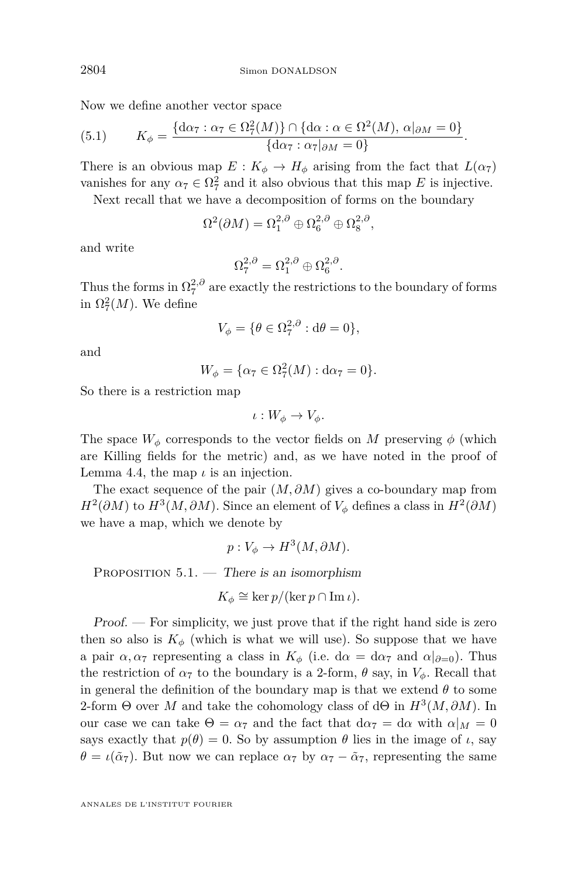Now we define another vector space

$$K_\phi = \frac{\{\mathrm{d}\alpha_7 : \alpha_7 \in \Omega^2_7(M)\} \cap \{\mathrm{d}\alpha : \alpha \in \Omega^2(M),\ \alpha|_{\partial M} = 0\}}{\{\mathrm{d}\alpha_7 : \alpha_7|_{\partial M} = 0\}}. \tag{5.1}$$

There is an obvious map $E : K_\phi \to H_\phi$ arising from the fact that $L(\alpha_7)$ vanishes for any $\alpha_7 \in \Omega^2_7$ and it also obvious that this map $E$ is injective.

Next recall that we have a decomposition of forms on the boundary

$$\Omega^2(\partial M) = \Omega^{2,\partial}_1 \oplus \Omega^{2,\partial}_6 \oplus \Omega^{2,\partial}_8,$$

and write

$$\Omega^{2,\partial}_7 = \Omega^{2,\partial}_1 \oplus \Omega^{2,\partial}_6.$$

Thus the forms in $\Omega^{2,\partial}_7$ are exactly the restrictions to the boundary of forms in $\Omega^2_7(M)$. We define

$$V_\phi = \{\theta \in \Omega^{2,\partial}_7 : \mathrm{d}\theta = 0\},$$

and

$$W_\phi = \{\alpha_7 \in \Omega^2_7(M) : \mathrm{d}\alpha_7 = 0\}.$$

So there is a restriction map

$$\iota : W_\phi \to V_\phi.$$

The space $W_\phi$ corresponds to the vector fields on $M$ preserving $\phi$ (which are Killing fields for the metric) and, as we have noted in the proof of Lemma 4.4, the map $\iota$ is an injection.

The exact sequence of the pair $(M, \partial M)$ gives a co-boundary map from $H^2(\partial M)$ to $H^3(M, \partial M)$. Since an element of $V_\phi$ defines a class in $H^2(\partial M)$ we have a map, which we denote by

$$p : V_\phi \to H^3(M, \partial M).$$

Proposition 5.1. — *There is an isomorphism*

$$K_\phi \cong \ker p / (\ker p \cap \operatorname{Im} \iota).$$

*Proof.* — For simplicity, we just prove that if the right hand side is zero then so also is $K_\phi$ (which is what we will use). So suppose that we have a pair $\alpha, \alpha_7$ representing a class in $K_\phi$ (i.e. $\mathrm{d}\alpha = \mathrm{d}\alpha_7$ and $\alpha|_{\partial = 0}$). Thus the restriction of $\alpha_7$ to the boundary is a 2-form, $\theta$ say, in $V_\phi$. Recall that in general the definition of the boundary map is that we extend $\theta$ to some 2-form $\Theta$ over $M$ and take the cohomology class of $\mathrm{d}\Theta$ in $H^3(M, \partial M)$. In our case we can take $\Theta = \alpha_7$ and the fact that $\mathrm{d}\alpha_7 = \mathrm{d}\alpha$ with $\alpha|_M = 0$ says exactly that $p(\theta) = 0$. So by assumption $\theta$ lies in the image of $\iota$, say $\theta = \iota(\tilde{\alpha}_7)$. But now we can replace $\alpha_7$ by $\alpha_7 - \tilde{\alpha}_7$, representing the same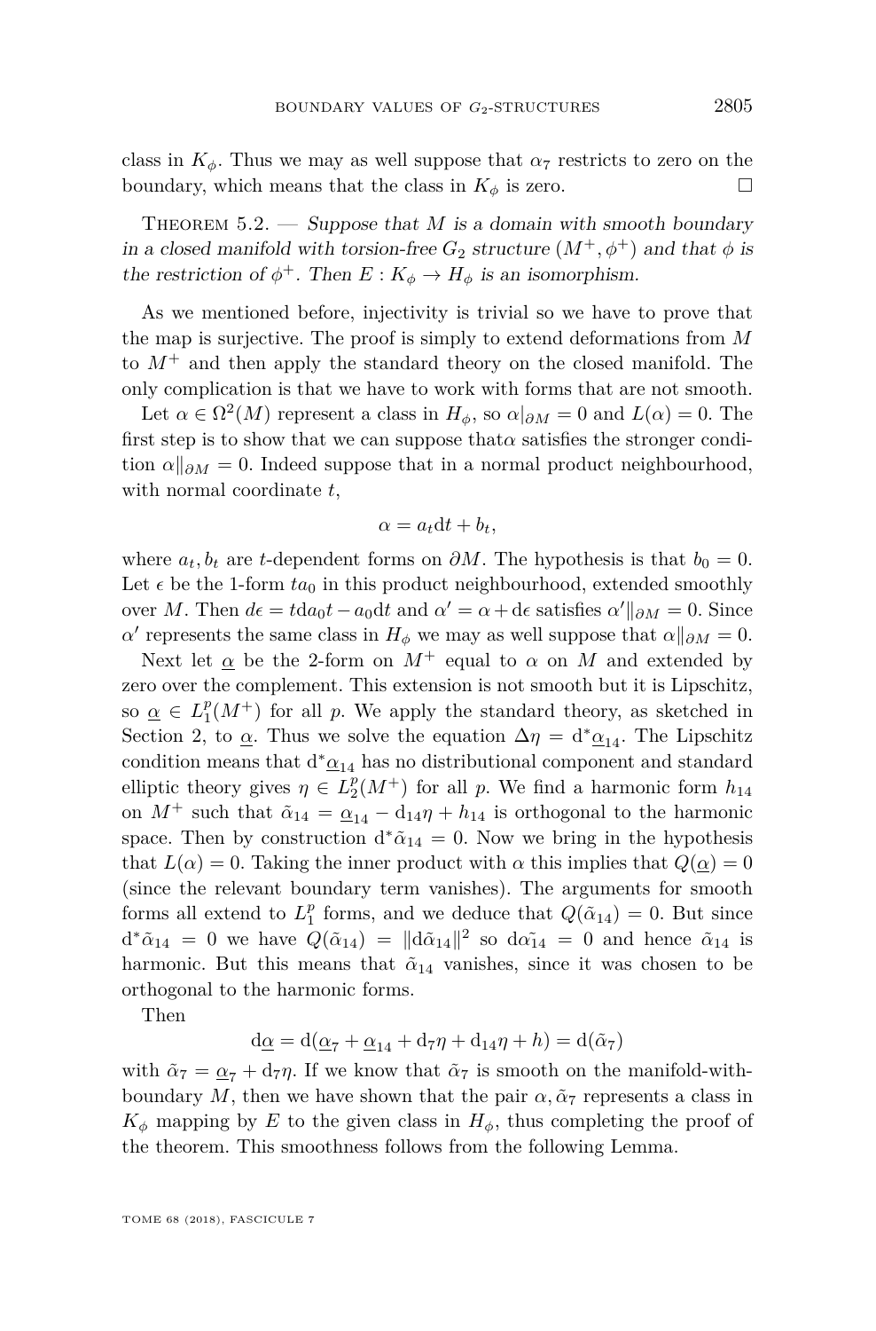class in $K_\phi$. Thus we may as well suppose that $\alpha_7$ restricts to zero on the boundary, which means that the class in $K_\phi$ is zero. □

Theorem 5.2. — *Suppose that $M$ is a domain with smooth boundary in a closed manifold with torsion-free $G_2$ structure $(M^+, \phi^+)$ and that $\phi$ is the restriction of $\phi^+$. Then $E : K_\phi \to H_\phi$ is an isomorphism.*

As we mentioned before, injectivity is trivial so we have to prove that the map is surjective. The proof is simply to extend deformations from $M$ to $M^+$ and then apply the standard theory on the closed manifold. The only complication is that we have to work with forms that are not smooth.

Let $\alpha \in \Omega^2(M)$ represent a class in $H_\phi$, so $\alpha|_{\partial M} = 0$ and $L(\alpha) = 0$. The first step is to show that we can suppose that$\alpha$ satisfies the stronger condition $\alpha\|_{\partial M} = 0$. Indeed suppose that in a normal product neighbourhood, with normal coordinate $t$,

$$\alpha = a_t \mathrm{d}t + b_t,$$

where $a_t, b_t$ are $t$-dependent forms on $\partial M$. The hypothesis is that $b_0 = 0$. Let $\epsilon$ be the 1-form $ta_0$ in this product neighbourhood, extended smoothly over $M$. Then $d\epsilon = t\mathrm{d}a_0 t - a_0 \mathrm{d}t$ and $\alpha' = \alpha + \mathrm{d}\epsilon$ satisfies $\alpha'\|_{\partial M} = 0$. Since $\alpha'$ represents the same class in $H_\phi$ we may as well suppose that $\alpha\|_{\partial M} = 0$.

Next let $\underline{\alpha}$ be the 2-form on $M^+$ equal to $\alpha$ on $M$ and extended by zero over the complement. This extension is not smooth but it is Lipschitz, so $\underline{\alpha} \in L^p_1(M^+)$ for all $p$. We apply the standard theory, as sketched in Section 2, to $\underline{\alpha}$. Thus we solve the equation $\Delta\eta = \mathrm{d}^*\underline{\alpha}_{14}$. The Lipschitz condition means that $\mathrm{d}^*\underline{\alpha}_{14}$ has no distributional component and standard elliptic theory gives $\eta \in L^p_2(M^+)$ for all $p$. We find a harmonic form $h_{14}$ on $M^+$ such that $\tilde{\alpha}_{14} = \underline{\alpha}_{14} - \mathrm{d}_{14}\eta + h_{14}$ is orthogonal to the harmonic space. Then by construction $\mathrm{d}^*\tilde{\alpha}_{14} = 0$. Now we bring in the hypothesis that $L(\alpha) = 0$. Taking the inner product with $\alpha$ this implies that $Q(\underline{\alpha}) = 0$ (since the relevant boundary term vanishes). The arguments for smooth forms all extend to $L^p_1$ forms, and we deduce that $Q(\tilde{\alpha}_{14}) = 0$. But since $\mathrm{d}^*\tilde{\alpha}_{14} = 0$ we have $Q(\tilde{\alpha}_{14}) = \|\mathrm{d}\tilde{\alpha}_{14}\|^2$ so $\mathrm{d}\tilde{\alpha}_{14} = 0$ and hence $\tilde{\alpha}_{14}$ is harmonic. But this means that $\tilde{\alpha}_{14}$ vanishes, since it was chosen to be orthogonal to the harmonic forms.

Then

$$\mathrm{d}\underline{\alpha} = \mathrm{d}(\underline{\alpha}_7 + \underline{\alpha}_{14} + \mathrm{d}_7\eta + \mathrm{d}_{14}\eta + h) = \mathrm{d}(\tilde{\alpha}_7)$$

with $\tilde{\alpha}_7 = \underline{\alpha}_7 + \mathrm{d}_7\eta$. If we know that $\tilde{\alpha}_7$ is smooth on the manifold-with-boundary $M$, then we have shown that the pair $\alpha, \tilde{\alpha}_7$ represents a class in $K_\phi$ mapping by $E$ to the given class in $H_\phi$, thus completing the proof of the theorem. This smoothness follows from the following Lemma.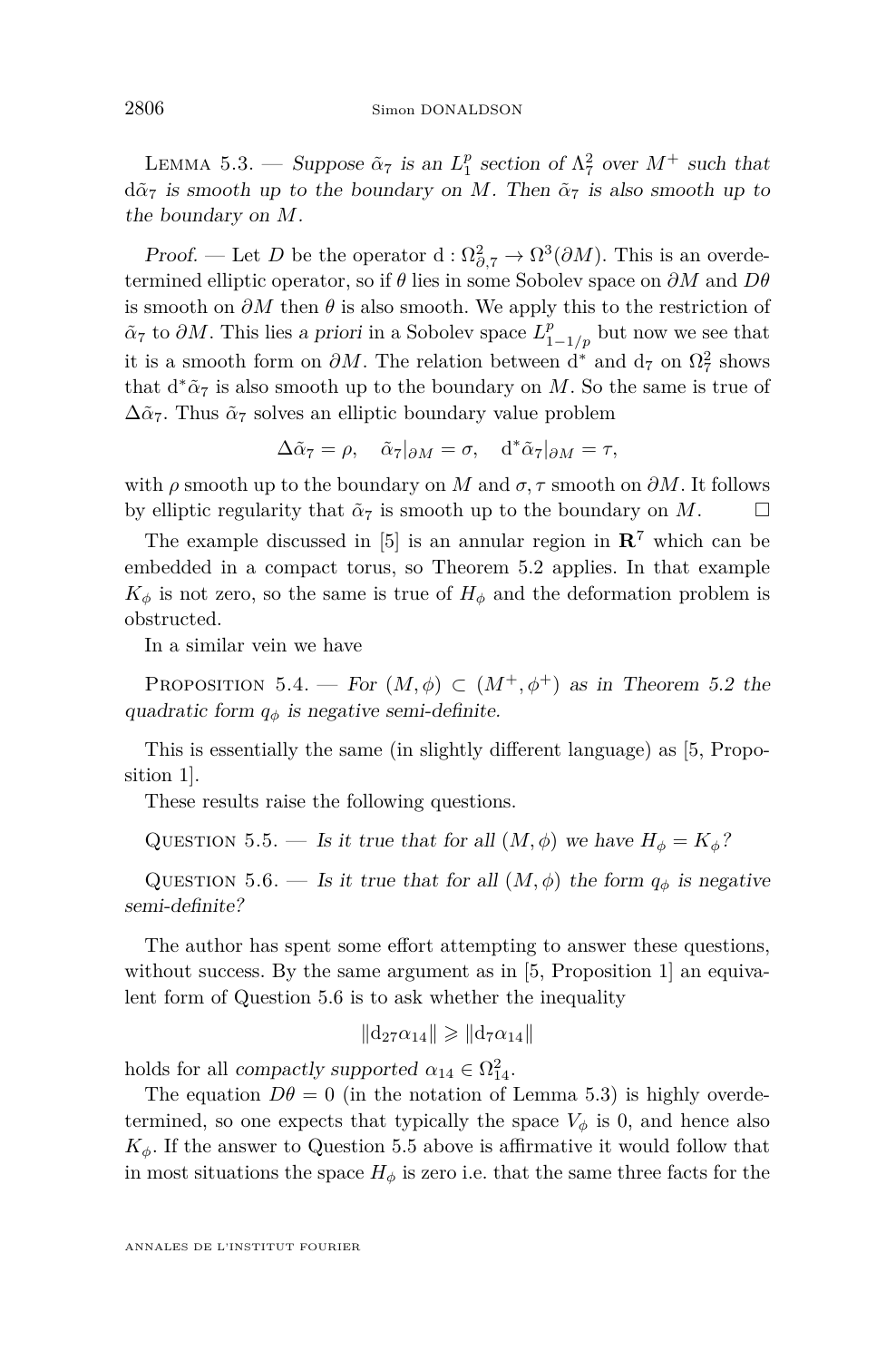Lemma 5.3. — *Suppose $\tilde{\alpha}_7$ is an $L^p_1$ section of $\Lambda^2_7$ over $M^+$ such that $\mathrm{d}\tilde{\alpha}_7$ is smooth up to the boundary on $M$. Then $\tilde{\alpha}_7$ is also smooth up to the boundary on $M$.*

*Proof.* — Let $D$ be the operator $\mathrm{d} : \Omega^2_{\partial,7} \to \Omega^3(\partial M)$. This is an overdetermined elliptic operator, so if $\theta$ lies in some Sobolev space on $\partial M$ and $D\theta$ is smooth on $\partial M$ then $\theta$ is also smooth. We apply this to the restriction of $\tilde{\alpha}_7$ to $\partial M$. This lies *a priori* in a Sobolev space $L^p_{1-1/p}$ but now we see that it is a smooth form on $\partial M$. The relation between $\mathrm{d}^*$ and $\mathrm{d}_7$ on $\Omega^2_7$ shows that $\mathrm{d}^*\tilde{\alpha}_7$ is also smooth up to the boundary on $M$. So the same is true of $\Delta\tilde{\alpha}_7$. Thus $\tilde{\alpha}_7$ solves an elliptic boundary value problem

$$\Delta\tilde{\alpha}_7 = \rho, \quad \tilde{\alpha}_7|_{\partial M} = \sigma, \quad \mathrm{d}^*\tilde{\alpha}_7|_{\partial M} = \tau,$$

with $\rho$ smooth up to the boundary on $M$ and $\sigma, \tau$ smooth on $\partial M$. It follows by elliptic regularity that $\tilde{\alpha}_7$ is smooth up to the boundary on $M$. $\square$

The example discussed in [5] is an annular region in $\mathbf{R}^7$ which can be embedded in a compact torus, so Theorem 5.2 applies. In that example $K_\phi$ is not zero, so the same is true of $H_\phi$ and the deformation problem is obstructed.

In a similar vein we have

Proposition 5.4. — *For $(M, \phi) \subset (M^+, \phi^+)$ as in Theorem 5.2 the quadratic form $q_\phi$ is negative semi-definite.*

This is essentially the same (in slightly different language) as [5, Proposition 1].

These results raise the following questions.

Question 5.5. — *Is it true that for all $(M, \phi)$ we have $H_\phi = K_\phi$?*

Question 5.6. — *Is it true that for all $(M, \phi)$ the form $q_\phi$ is negative semi-definite?*

The author has spent some effort attempting to answer these questions, without success. By the same argument as in [5, Proposition 1] an equivalent form of Question 5.6 is to ask whether the inequality

$$\|\mathrm{d}_{27}\alpha_{14}\| \geqslant \|\mathrm{d}_7\alpha_{14}\|$$

holds for all *compactly supported* $\alpha_{14} \in \Omega^2_{14}$.

The equation $D\theta = 0$ (in the notation of Lemma 5.3) is highly overdetermined, so one expects that typically the space $V_\phi$ is 0, and hence also $K_\phi$. If the answer to Question 5.5 above is affirmative it would follow that in most situations the space $H_\phi$ is zero i.e. that the same three facts for the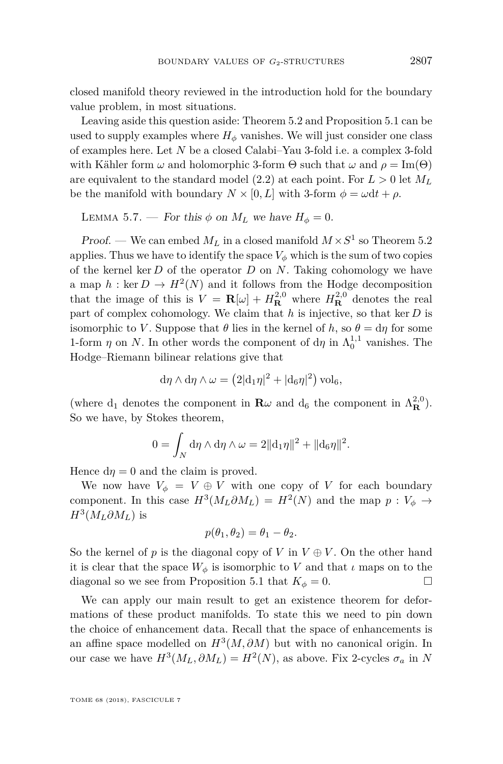closed manifold theory reviewed in the introduction hold for the boundary value problem, in most situations.

Leaving aside this question aside: Theorem 5.2 and Proposition 5.1 can be used to supply examples where $H_\phi$ vanishes. We will just consider one class of examples here. Let $N$ be a closed Calabi–Yau 3-fold i.e. a complex 3-fold with Kähler form $\omega$ and holomorphic 3-form $\Theta$ such that $\omega$ and $\rho = \mathrm{Im}(\Theta)$ are equivalent to the standard model (2.2) at each point. For $L > 0$ let $M_L$ be the manifold with boundary $N \times [0, L]$ with 3-form $\phi = \omega \mathrm{d}t + \rho$.

Lemma 5.7. — *For this $\phi$ on $M_L$ we have $H_\phi = 0$.*

*Proof.* — We can embed $M_L$ in a closed manifold $M \times S^1$ so Theorem 5.2 applies. Thus we have to identify the space $V_\phi$ which is the sum of two copies of the kernel $\ker D$ of the operator $D$ on $N$. Taking cohomology we have a map $h : \ker D \to H^2(N)$ and it follows from the Hodge decomposition that the image of this is $V = \mathbf{R}[\omega] + H^{2,0}_{\mathbf{R}}$ where $H^{2,0}_{\mathbf{R}}$ denotes the real part of complex cohomology. We claim that $h$ is injective, so that $\ker D$ is isomorphic to $V$. Suppose that $\theta$ lies in the kernel of $h$, so $\theta = \mathrm{d}\eta$ for some 1-form $\eta$ on $N$. In other words the component of $\mathrm{d}\eta$ in $\Lambda^{1,1}_0$ vanishes. The Hodge–Riemann bilinear relations give that

$$\mathrm{d}\eta \wedge \mathrm{d}\eta \wedge \omega = \left(2|\mathrm{d}_1\eta|^2 + |\mathrm{d}_6\eta|^2\right) \mathrm{vol}_6,$$

(where $\mathrm{d}_1$ denotes the component in $\mathbf{R}\omega$ and $\mathrm{d}_6$ the component in $\Lambda^{2,0}_{\mathbf{R}}$). So we have, by Stokes theorem,

$$0 = \int_N \mathrm{d}\eta \wedge \mathrm{d}\eta \wedge \omega = 2\|\mathrm{d}_1\eta\|^2 + \|\mathrm{d}_6\eta\|^2.$$

Hence $\mathrm{d}\eta = 0$ and the claim is proved.

We now have $V_\phi = V \oplus V$ with one copy of $V$ for each boundary component. In this case $H^3(M_L \partial M_L) = H^2(N)$ and the map $p : V_\phi \to H^3(M_L \partial M_L)$ is

$$p(\theta_1, \theta_2) = \theta_1 - \theta_2.$$

So the kernel of $p$ is the diagonal copy of $V$ in $V \oplus V$. On the other hand it is clear that the space $W_\phi$ is isomorphic to $V$ and that $\iota$ maps on to the diagonal so we see from Proposition 5.1 that $K_\phi = 0$. ☐

We can apply our main result to get an existence theorem for deformations of these product manifolds. To state this we need to pin down the choice of enhancement data. Recall that the space of enhancements is an affine space modelled on $H^3(M, \partial M)$ but with no canonical origin. In our case we have $H^3(M_L, \partial M_L) = H^2(N)$, as above. Fix 2-cycles $\sigma_a$ in $N$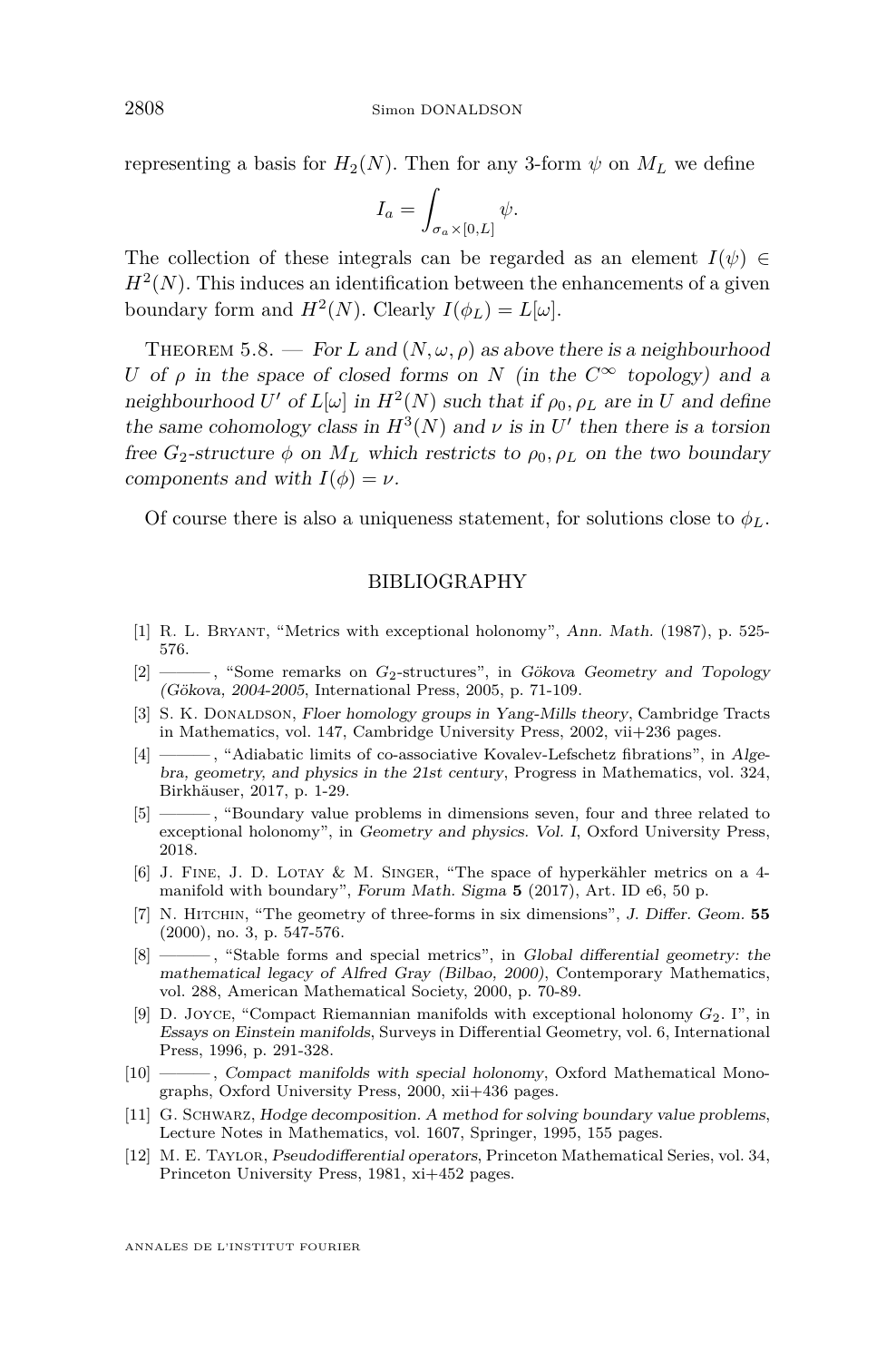representing a basis for $H_2(N)$. Then for any 3-form $\psi$ on $M_L$ we define

$$I_a = \int_{\sigma_a \times [0,L]} \psi.$$

The collection of these integrals can be regarded as an element $I(\psi) \in H^2(N)$. This induces an identification between the enhancements of a given boundary form and $H^2(N)$. Clearly $I(\phi_L) = L[\omega]$.

Theorem 5.8. — *For $L$ and $(N, \omega, \rho)$ as above there is a neighbourhood $U$ of $\rho$ in the space of closed forms on $N$ (in the $C^\infty$ topology) and a neighbourhood $U'$ of $L[\omega]$ in $H^2(N)$ such that if $\rho_0, \rho_L$ are in $U$ and define the same cohomology class in $H^3(N)$ and $\nu$ is in $U'$ then there is a torsion free $G_2$-structure $\phi$ on $M_L$ which restricts to $\rho_0, \rho_L$ on the two boundary components and with $I(\phi) = \nu$.*

Of course there is also a uniqueness statement, for solutions close to $\phi_L$.

## BIBLIOGRAPHY

[1] R. L. Bryant, "Metrics with exceptional holonomy", *Ann. Math.* (1987), p. 525-576.

[2] ———, "Some remarks on $G_2$-structures", in *Gökova Geometry and Topology (Gökova, 2004-2005*, International Press, 2005, p. 71-109.

[3] S. K. Donaldson, *Floer homology groups in Yang-Mills theory*, Cambridge Tracts in Mathematics, vol. 147, Cambridge University Press, 2002, vii+236 pages.

[4] ———, "Adiabatic limits of co-associative Kovalev-Lefschetz fibrations", in *Algebra, geometry, and physics in the 21st century*, Progress in Mathematics, vol. 324, Birkhäuser, 2017, p. 1-29.

[5] ———, "Boundary value problems in dimensions seven, four and three related to exceptional holonomy", in *Geometry and physics. Vol. I*, Oxford University Press, 2018.

[6] J. Fine, J. D. Lotay & M. Singer, "The space of hyperkähler metrics on a 4-manifold with boundary", *Forum Math. Sigma* **5** (2017), Art. ID e6, 50 p.

[7] N. Hitchin, "The geometry of three-forms in six dimensions", *J. Differ. Geom.* **55** (2000), no. 3, p. 547-576.

[8] ———, "Stable forms and special metrics", in *Global differential geometry: the mathematical legacy of Alfred Gray (Bilbao, 2000)*, Contemporary Mathematics, vol. 288, American Mathematical Society, 2000, p. 70-89.

[9] D. Joyce, "Compact Riemannian manifolds with exceptional holonomy $G_2$. I", in *Essays on Einstein manifolds*, Surveys in Differential Geometry, vol. 6, International Press, 1996, p. 291-328.

[10] ———, *Compact manifolds with special holonomy*, Oxford Mathematical Monographs, Oxford University Press, 2000, xii+436 pages.

[11] G. Schwarz, *Hodge decomposition. A method for solving boundary value problems*, Lecture Notes in Mathematics, vol. 1607, Springer, 1995, 155 pages.

[12] M. E. Taylor, *Pseudodifferential operators*, Princeton Mathematical Series, vol. 34, Princeton University Press, 1981, xi+452 pages.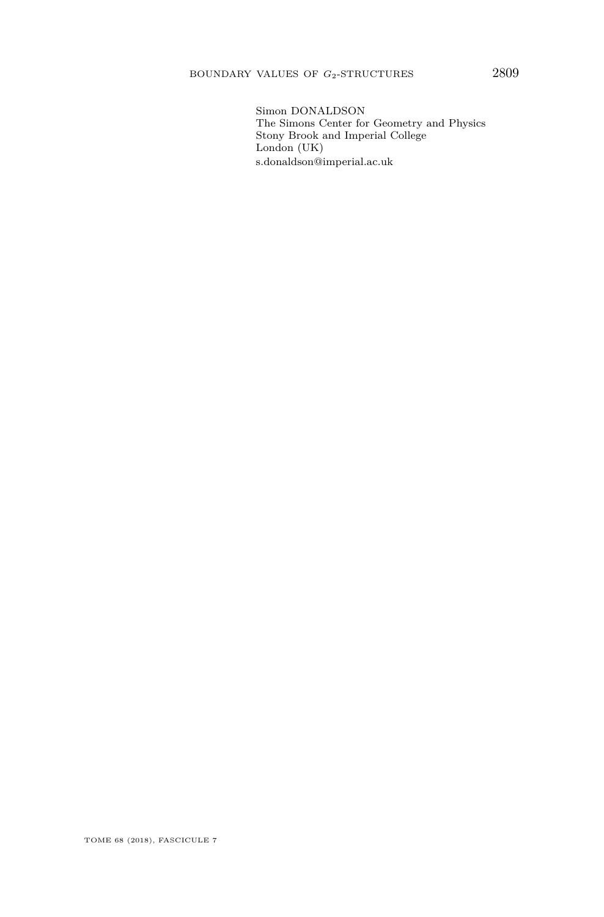Simon DONALDSON
The Simons Center for Geometry and Physics
Stony Brook and Imperial College
London (UK)
s.donaldson@imperial.ac.uk